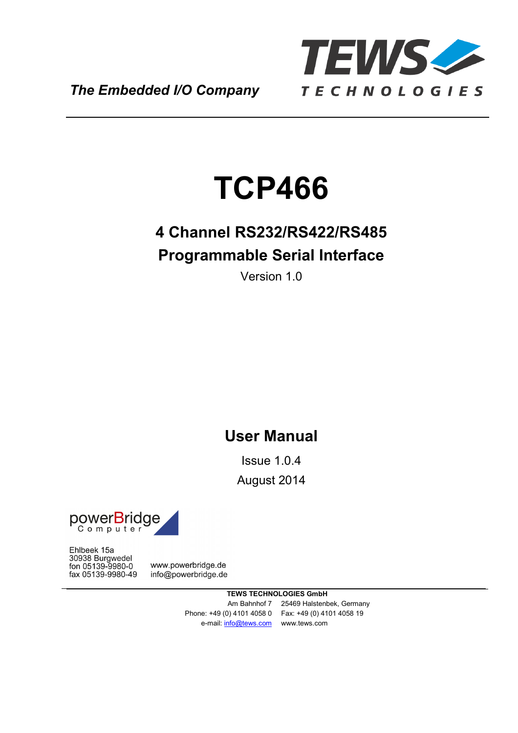*The Embedded I/O Company*

**TEWS TECHNOLOGIES**

# TCP466

## 4 Channel RS232/RS422/RS485
## Programmable Serial Interface

Version 1.0

## User Manual

Issue 1.0.4

August 2014

powerBridge Computer

Ehlbeek 15a
30938 Burgwedel
fon 05139-9980-0
fax 05139-9980-49

www.powerbridge.de
info@powerbridge.de

**TEWS TECHNOLOGIES GmbH**

Am Bahnhof 7 25469 Halstenbek, Germany
Phone: +49 (0) 4101 4058 0 Fax: +49 (0) 4101 4058 19
e-mail: info@tews.com www.tews.com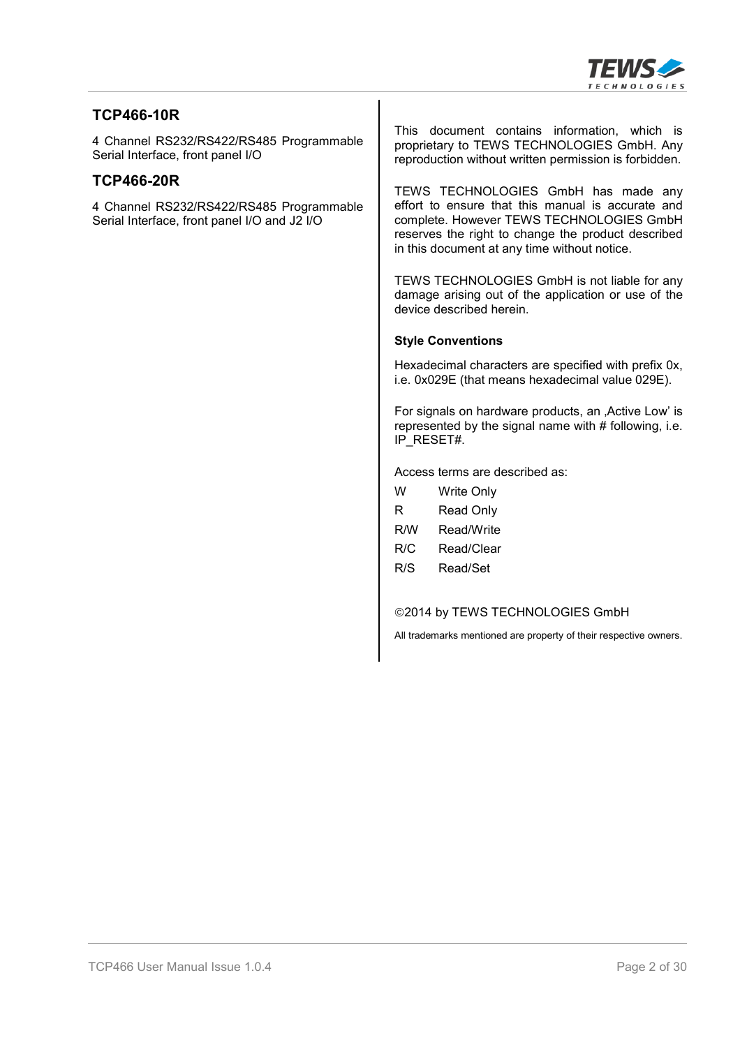## TCP466-10R

4 Channel RS232/RS422/RS485 Programmable Serial Interface, front panel I/O

## TCP466-20R

4 Channel RS232/RS422/RS485 Programmable Serial Interface, front panel I/O and J2 I/O

This document contains information, which is proprietary to TEWS TECHNOLOGIES GmbH. Any reproduction without written permission is forbidden.

TEWS TECHNOLOGIES GmbH has made any effort to ensure that this manual is accurate and complete. However TEWS TECHNOLOGIES GmbH reserves the right to change the product described in this document at any time without notice.

TEWS TECHNOLOGIES GmbH is not liable for any damage arising out of the application or use of the device described herein.

**Style Conventions**

Hexadecimal characters are specified with prefix 0x, i.e. 0x029E (that means hexadecimal value 029E).

For signals on hardware products, an ‚Active Low' is represented by the signal name with # following, i.e. IP_RESET#.

Access terms are described as:

| | |
|---|---|
| W | Write Only |
| R | Read Only |
| R/W | Read/Write |
| R/C | Read/Clear |
| R/S | Read/Set |

©2014 by TEWS TECHNOLOGIES GmbH

All trademarks mentioned are property of their respective owners.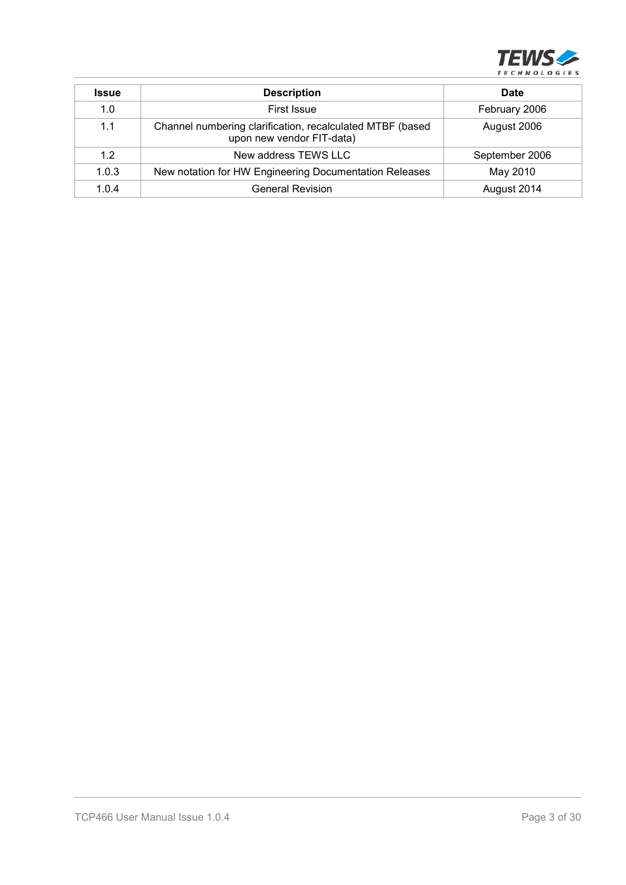| Issue | Description | Date |
|---|---|---|
| 1.0 | First Issue | February 2006 |
| 1.1 | Channel numbering clarification, recalculated MTBF (based upon new vendor FIT-data) | August 2006 |
| 1.2 | New address TEWS LLC | September 2006 |
| 1.0.3 | New notation for HW Engineering Documentation Releases | May 2010 |
| 1.0.4 | General Revision | August 2014 |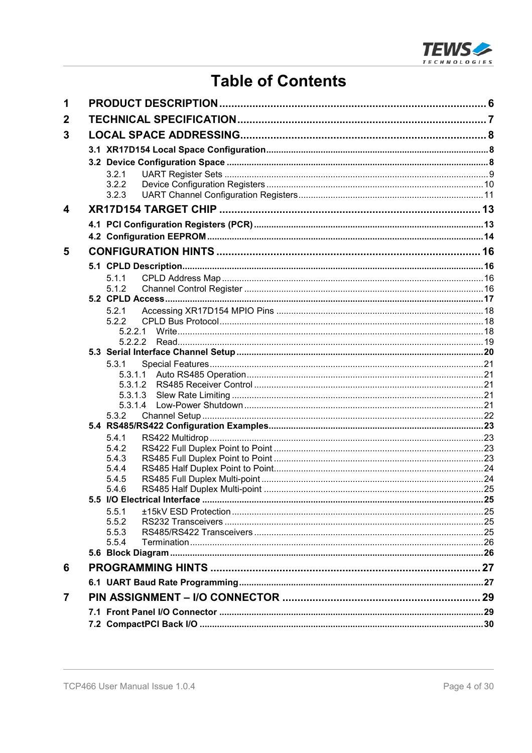# Table of Contents

1 PRODUCT DESCRIPTION ........ 6
2 TECHNICAL SPECIFICATION ........ 7
3 LOCAL SPACE ADDRESSING ........ 8
- 3.1 XR17D154 Local Space Configuration ........ 8
- 3.2 Device Configuration Space ........ 8
  - 3.2.1 UART Register Sets ........ 9
  - 3.2.2 Device Configuration Registers ........ 10
  - 3.2.3 UART Channel Configuration Registers ........ 11

4 XR17D154 TARGET CHIP ........ 13
- 4.1 PCI Configuration Registers (PCR) ........ 13
- 4.2 Configuration EEPROM ........ 14

5 CONFIGURATION HINTS ........ 16
- 5.1 CPLD Description ........ 16
  - 5.1.1 CPLD Address Map ........ 16
  - 5.1.2 Channel Control Register ........ 16
- 5.2 CPLD Access ........ 17
  - 5.2.1 Accessing XR17D154 MPIO Pins ........ 18
  - 5.2.2 CPLD Bus Protocol ........ 18
    - 5.2.2.1 Write ........ 18
    - 5.2.2.2 Read ........ 19
- 5.3 Serial Interface Channel Setup ........ 20
  - 5.3.1 Special Features ........ 21
    - 5.3.1.1 Auto RS485 Operation ........ 21
    - 5.3.1.2 RS485 Receiver Control ........ 21
    - 5.3.1.3 Slew Rate Limiting ........ 21
    - 5.3.1.4 Low-Power Shutdown ........ 21
  - 5.3.2 Channel Setup ........ 22
- 5.4 RS485/RS422 Configuration Examples ........ 23
  - 5.4.1 RS422 Multidrop ........ 23
  - 5.4.2 RS422 Full Duplex Point to Point ........ 23
  - 5.4.3 RS485 Full Duplex Point to Point ........ 23
  - 5.4.4 RS485 Half Duplex Point to Point ........ 24
  - 5.4.5 RS485 Full Duplex Multi-point ........ 24
  - 5.4.6 RS485 Half Duplex Multi-point ........ 25
- 5.5 I/O Electrical Interface ........ 25
  - 5.5.1 ±15kV ESD Protection ........ 25
  - 5.5.2 RS232 Transceivers ........ 25
  - 5.5.3 RS485/RS422 Transceivers ........ 25
  - 5.5.4 Termination ........ 26
- 5.6 Block Diagram ........ 26

6 PROGRAMMING HINTS ........ 27
- 6.1 UART Baud Rate Programming ........ 27

7 PIN ASSIGNMENT – I/O CONNECTOR ........ 29
- 7.1 Front Panel I/O Connector ........ 29
- 7.2 CompactPCI Back I/O ........ 30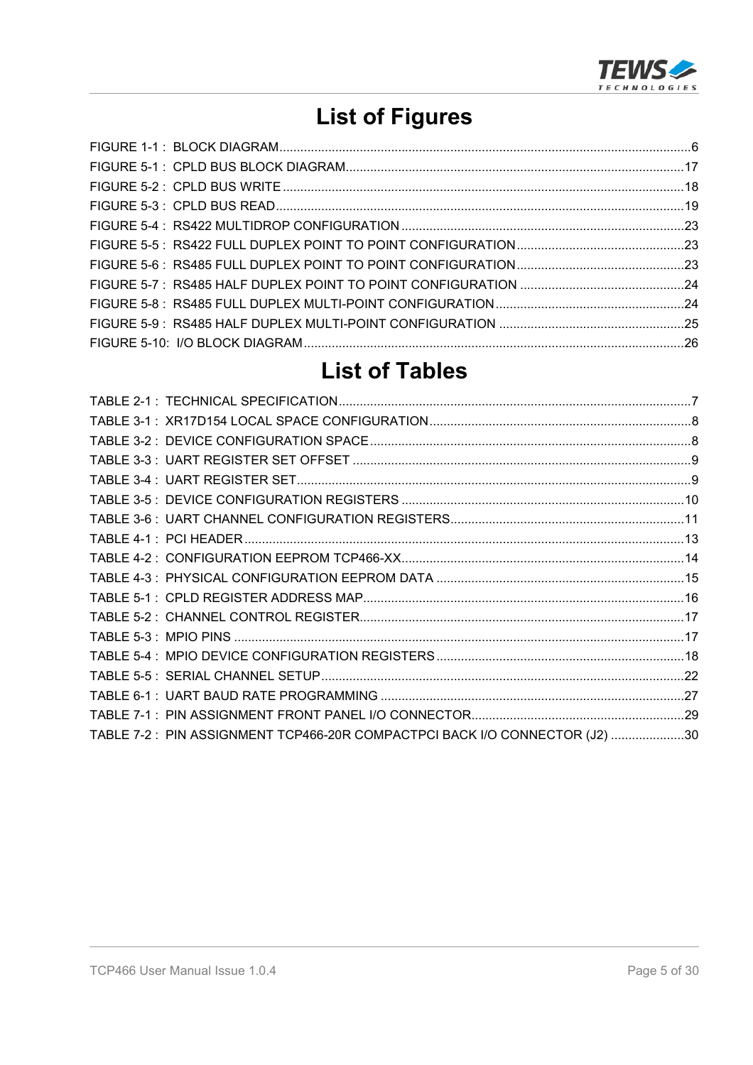# List of Figures

FIGURE 1-1 : BLOCK DIAGRAM....................................................................................................................6
FIGURE 5-1 : CPLD BUS BLOCK DIAGRAM................................................................................................17
FIGURE 5-2 : CPLD BUS WRITE .................................................................................................................18
FIGURE 5-3 : CPLD BUS READ....................................................................................................................19
FIGURE 5-4 : RS422 MULTIDROP CONFIGURATION ................................................................................23
FIGURE 5-5 : RS422 FULL DUPLEX POINT TO POINT CONFIGURATION................................................23
FIGURE 5-6 : RS485 FULL DUPLEX POINT TO POINT CONFIGURATION................................................23
FIGURE 5-7 : RS485 HALF DUPLEX POINT TO POINT CONFIGURATION ...............................................24
FIGURE 5-8 : RS485 FULL DUPLEX MULTI-POINT CONFIGURATION......................................................24
FIGURE 5-9 : RS485 HALF DUPLEX MULTI-POINT CONFIGURATION .....................................................25
FIGURE 5-10: I/O BLOCK DIAGRAM............................................................................................................26

# List of Tables

TABLE 2-1 : TECHNICAL SPECIFICATION....................................................................................................7
TABLE 3-1 : XR17D154 LOCAL SPACE CONFIGURATION..........................................................................8
TABLE 3-2 : DEVICE CONFIGURATION SPACE...........................................................................................8
TABLE 3-3 : UART REGISTER SET OFFSET ................................................................................................9
TABLE 3-4 : UART REGISTER SET................................................................................................................9
TABLE 3-5 : DEVICE CONFIGURATION REGISTERS ................................................................................10
TABLE 3-6 : UART CHANNEL CONFIGURATION REGISTERS..................................................................11
TABLE 4-1 : PCI HEADER.............................................................................................................................13
TABLE 4-2 : CONFIGURATION EEPROM TCP466-XX................................................................................14
TABLE 4-3 : PHYSICAL CONFIGURATION EEPROM DATA ......................................................................15
TABLE 5-1 : CPLD REGISTER ADDRESS MAP...........................................................................................16
TABLE 5-2 : CHANNEL CONTROL REGISTER............................................................................................17
TABLE 5-3 : MPIO PINS ................................................................................................................................17
TABLE 5-4 : MPIO DEVICE CONFIGURATION REGISTERS ......................................................................18
TABLE 5-5 : SERIAL CHANNEL SETUP.......................................................................................................22
TABLE 6-1 : UART BAUD RATE PROGRAMMING ......................................................................................27
TABLE 7-1 : PIN ASSIGNMENT FRONT PANEL I/O CONNECTOR............................................................29
TABLE 7-2 : PIN ASSIGNMENT TCP466-20R COMPACTPCI BACK I/O CONNECTOR (J2) .....................30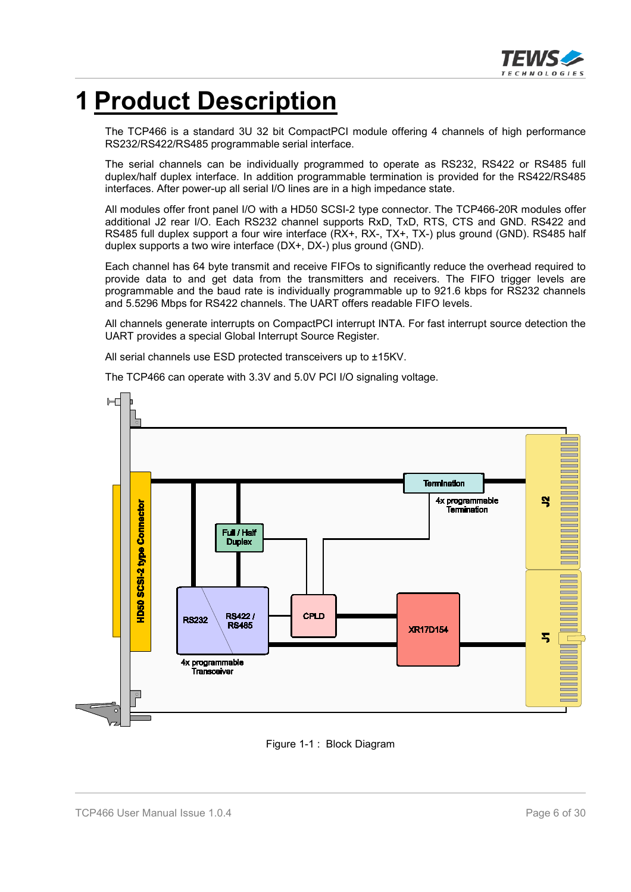# 1 Product Description

The TCP466 is a standard 3U 32 bit CompactPCI module offering 4 channels of high performance RS232/RS422/RS485 programmable serial interface.

The serial channels can be individually programmed to operate as RS232, RS422 or RS485 full duplex/half duplex interface. In addition programmable termination is provided for the RS422/RS485 interfaces. After power-up all serial I/O lines are in a high impedance state.

All modules offer front panel I/O with a HD50 SCSI-2 type connector. The TCP466-20R modules offer additional J2 rear I/O. Each RS232 channel supports RxD, TxD, RTS, CTS and GND. RS422 and RS485 full duplex support a four wire interface (RX+, RX-, TX+, TX-) plus ground (GND). RS485 half duplex supports a two wire interface (DX+, DX-) plus ground (GND).

Each channel has 64 byte transmit and receive FIFOs to significantly reduce the overhead required to provide data to and get data from the transmitters and receivers. The FIFO trigger levels are programmable and the baud rate is individually programmable up to 921.6 kbps for RS232 channels and 5.5296 Mbps for RS422 channels. The UART offers readable FIFO levels.

All channels generate interrupts on CompactPCI interrupt INTA. For fast interrupt source detection the UART provides a special Global Interrupt Source Register.

All serial channels use ESD protected transceivers up to ±15KV.

The TCP466 can operate with 3.3V and 5.0V PCI I/O signaling voltage.

Figure 1-1 : Block Diagram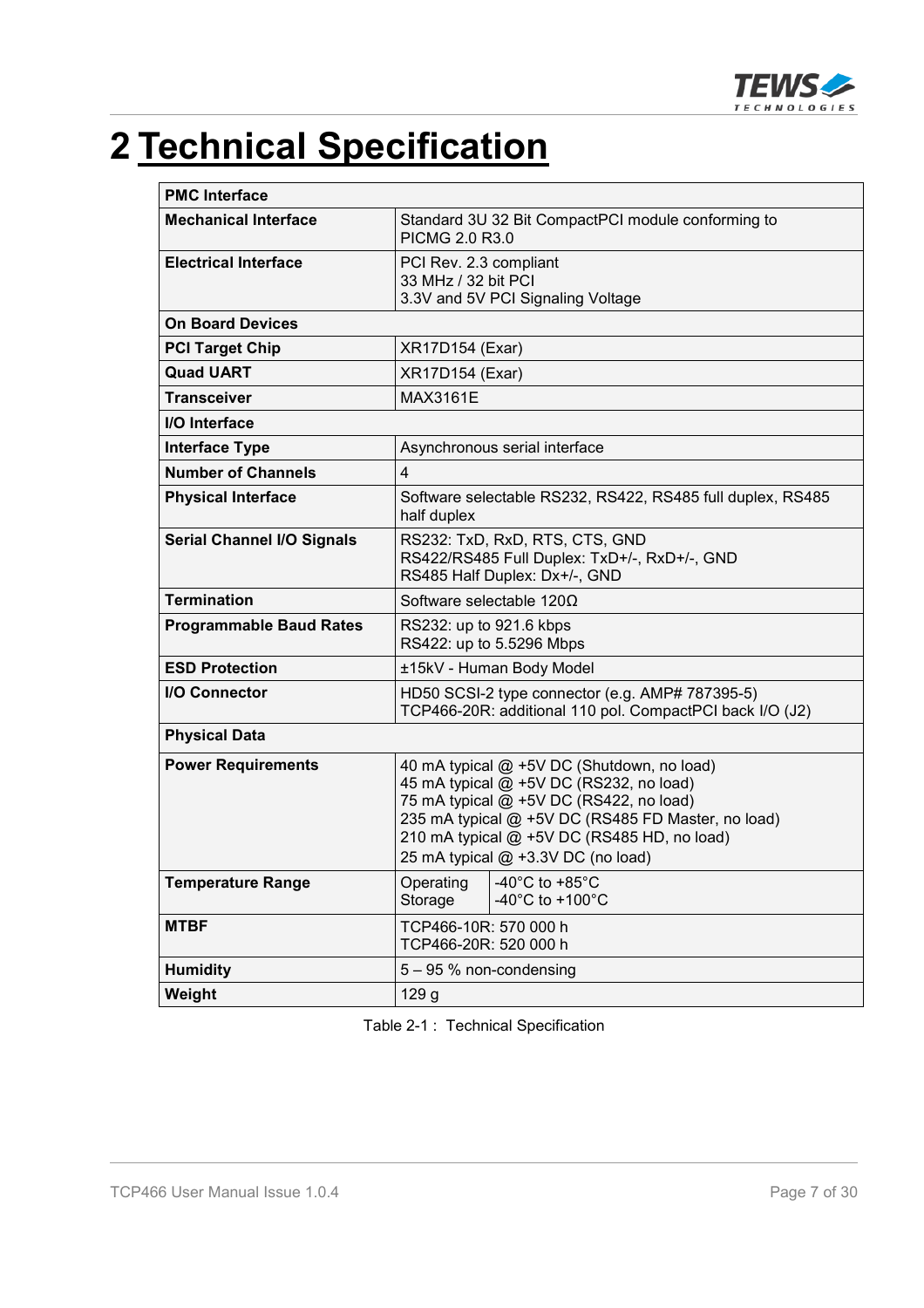# 2 Technical Specification

| **PMC Interface** | |
|---|---|
| **Mechanical Interface** | Standard 3U 32 Bit CompactPCI module conforming to PICMG 2.0 R3.0 |
| **Electrical Interface** | PCI Rev. 2.3 compliant<br>33 MHz / 32 bit PCI<br>3.3V and 5V PCI Signaling Voltage |
| **On Board Devices** | |
| **PCI Target Chip** | XR17D154 (Exar) |
| **Quad UART** | XR17D154 (Exar) |
| **Transceiver** | MAX3161E |
| **I/O Interface** | |
| **Interface Type** | Asynchronous serial interface |
| **Number of Channels** | 4 |
| **Physical Interface** | Software selectable RS232, RS422, RS485 full duplex, RS485 half duplex |
| **Serial Channel I/O Signals** | RS232: TxD, RxD, RTS, CTS, GND<br>RS422/RS485 Full Duplex: TxD+/-, RxD+/-, GND<br>RS485 Half Duplex: Dx+/-, GND |
| **Termination** | Software selectable 120Ω |
| **Programmable Baud Rates** | RS232: up to 921.6 kbps<br>RS422: up to 5.5296 Mbps |
| **ESD Protection** | ±15kV - Human Body Model |
| **I/O Connector** | HD50 SCSI-2 type connector (e.g. AMP# 787395-5)<br>TCP466-20R: additional 110 pol. CompactPCI back I/O (J2) |
| **Physical Data** | |
| **Power Requirements** | 40 mA typical @ +5V DC (Shutdown, no load)<br>45 mA typical @ +5V DC (RS232, no load)<br>75 mA typical @ +5V DC (RS422, no load)<br>235 mA typical @ +5V DC (RS485 FD Master, no load)<br>210 mA typical @ +5V DC (RS485 HD, no load)<br>25 mA typical @ +3.3V DC (no load) |
| **Temperature Range** | Operating: -40°C to +85°C<br>Storage: -40°C to +100°C |
| **MTBF** | TCP466-10R: 570 000 h<br>TCP466-20R: 520 000 h |
| **Humidity** | 5 – 95 % non-condensing |
| **Weight** | 129 g |

Table 2-1 : Technical Specification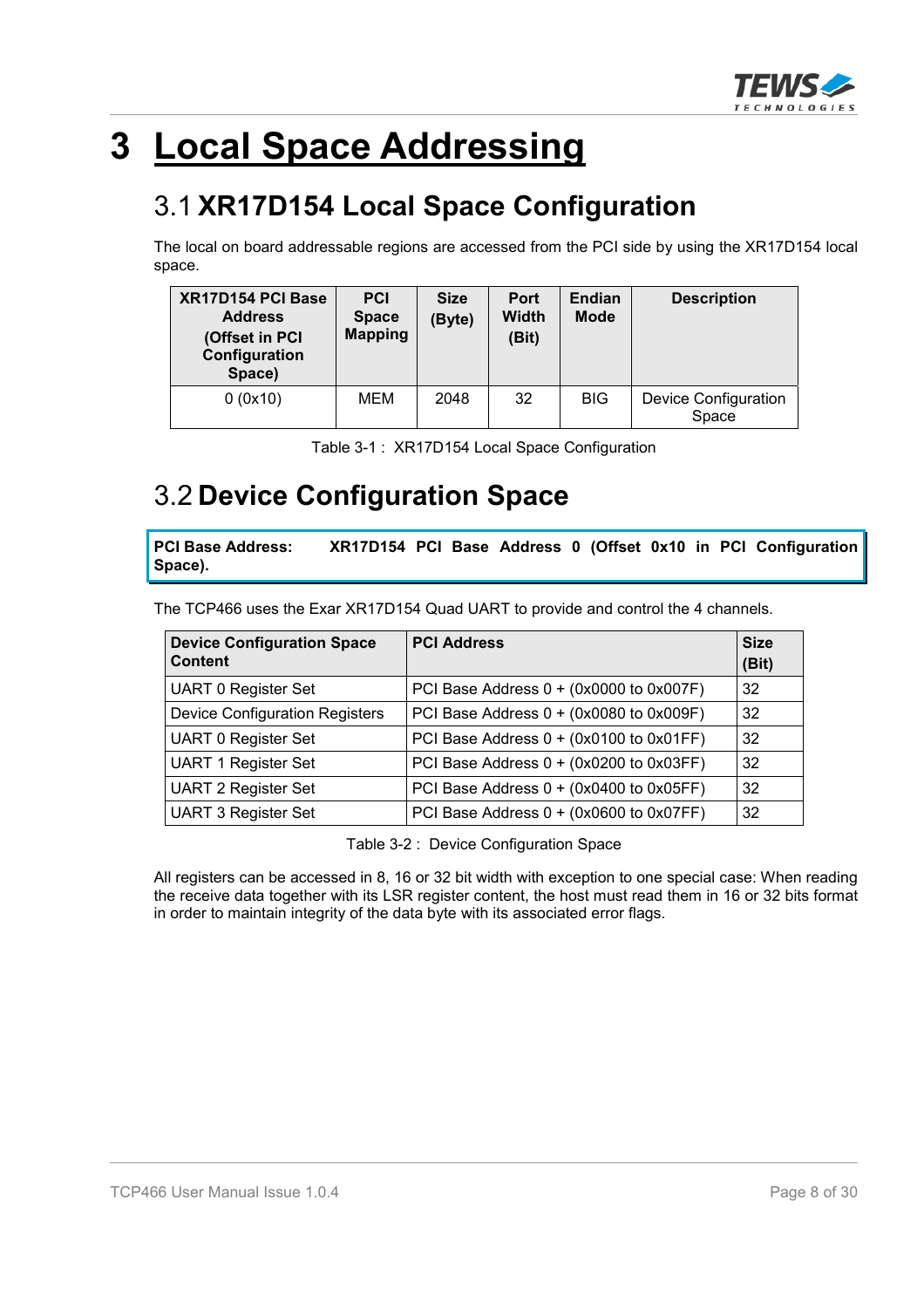# 3 Local Space Addressing

## 3.1 XR17D154 Local Space Configuration

The local on board addressable regions are accessed from the PCI side by using the XR17D154 local space.

| XR17D154 PCI Base Address (Offset in PCI Configuration Space) | PCI Space Mapping | Size (Byte) | Port Width (Bit) | Endian Mode | Description |
|---|---|---|---|---|---|
| 0 (0x10) | MEM | 2048 | 32 | BIG | Device Configuration Space |

Table 3-1 : XR17D154 Local Space Configuration

## 3.2 Device Configuration Space

**PCI Base Address: XR17D154 PCI Base Address 0 (Offset 0x10 in PCI Configuration Space).**

The TCP466 uses the Exar XR17D154 Quad UART to provide and control the 4 channels.

| Device Configuration Space Content | PCI Address | Size (Bit) |
|---|---|---|
| UART 0 Register Set | PCI Base Address 0 + (0x0000 to 0x007F) | 32 |
| Device Configuration Registers | PCI Base Address 0 + (0x0080 to 0x009F) | 32 |
| UART 0 Register Set | PCI Base Address 0 + (0x0100 to 0x01FF) | 32 |
| UART 1 Register Set | PCI Base Address 0 + (0x0200 to 0x03FF) | 32 |
| UART 2 Register Set | PCI Base Address 0 + (0x0400 to 0x05FF) | 32 |
| UART 3 Register Set | PCI Base Address 0 + (0x0600 to 0x07FF) | 32 |

Table 3-2 : Device Configuration Space

All registers can be accessed in 8, 16 or 32 bit width with exception to one special case: When reading the receive data together with its LSR register content, the host must read them in 16 or 32 bits format in order to maintain integrity of the data byte with its associated error flags.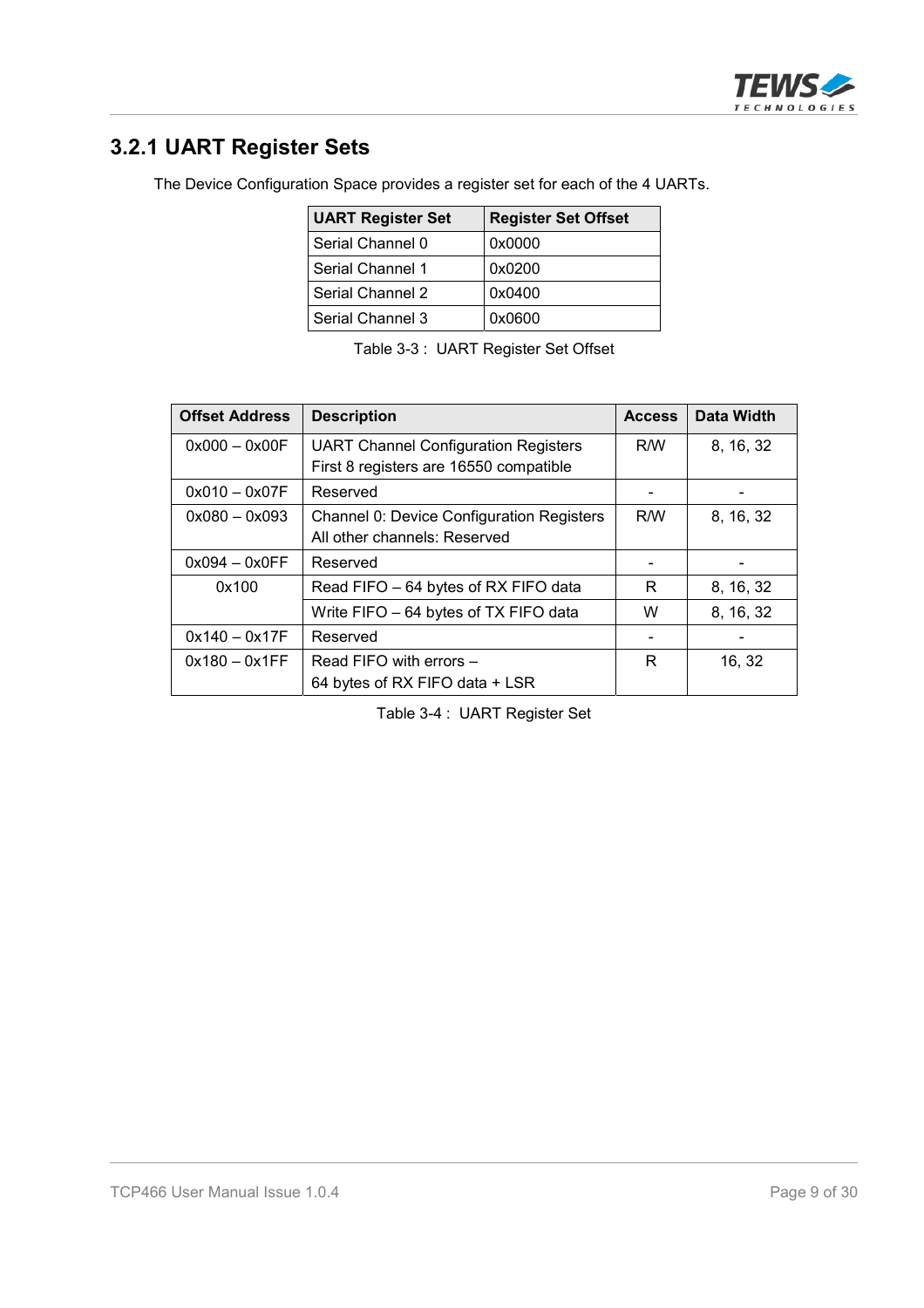### 3.2.1 UART Register Sets

The Device Configuration Space provides a register set for each of the 4 UARTs.

| UART Register Set | Register Set Offset |
|---|---|
| Serial Channel 0 | 0x0000 |
| Serial Channel 1 | 0x0200 |
| Serial Channel 2 | 0x0400 |
| Serial Channel 3 | 0x0600 |

Table 3-3 : UART Register Set Offset

| Offset Address | Description | Access | Data Width |
|---|---|---|---|
| 0x000 – 0x00F | UART Channel Configuration Registers<br>First 8 registers are 16550 compatible | R/W | 8, 16, 32 |
| 0x010 – 0x07F | Reserved | - | - |
| 0x080 – 0x093 | Channel 0: Device Configuration Registers<br>All other channels: Reserved | R/W | 8, 16, 32 |
| 0x094 – 0x0FF | Reserved | - | - |
| 0x100 | Read FIFO – 64 bytes of RX FIFO data | R | 8, 16, 32 |
| | Write FIFO – 64 bytes of TX FIFO data | W | 8, 16, 32 |
| 0x140 – 0x17F | Reserved | - | - |
| 0x180 – 0x1FF | Read FIFO with errors –<br>64 bytes of RX FIFO data + LSR | R | 16, 32 |

Table 3-4 : UART Register Set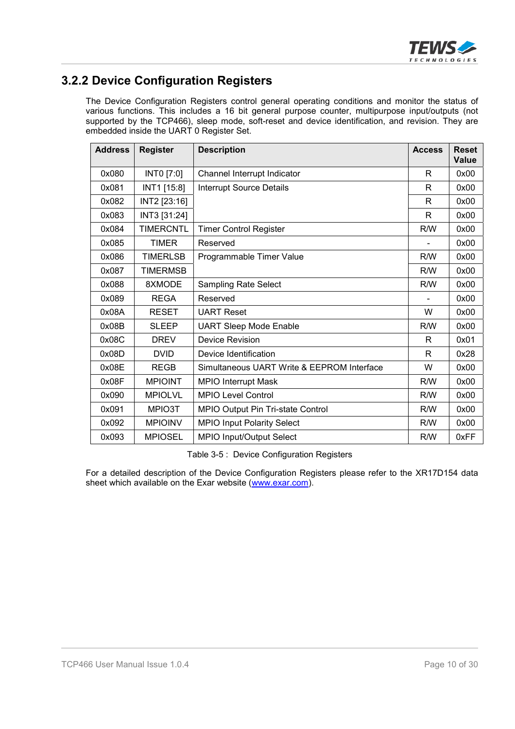### 3.2.2 Device Configuration Registers

The Device Configuration Registers control general operating conditions and monitor the status of various functions. This includes a 16 bit general purpose counter, multipurpose input/outputs (not supported by the TCP466), sleep mode, soft-reset and device identification, and revision. They are embedded inside the UART 0 Register Set.

| Address | Register | Description | Access | Reset Value |
|---|---|---|---|---|
| 0x080 | INT0 [7:0] | Channel Interrupt Indicator | R | 0x00 |
| 0x081 | INT1 [15:8] | Interrupt Source Details | R | 0x00 |
| 0x082 | INT2 [23:16] | | R | 0x00 |
| 0x083 | INT3 [31:24] | | R | 0x00 |
| 0x084 | TIMERCNTL | Timer Control Register | R/W | 0x00 |
| 0x085 | TIMER | Reserved | - | 0x00 |
| 0x086 | TIMERLSB | Programmable Timer Value | R/W | 0x00 |
| 0x087 | TIMERMSB | | R/W | 0x00 |
| 0x088 | 8XMODE | Sampling Rate Select | R/W | 0x00 |
| 0x089 | REGA | Reserved | - | 0x00 |
| 0x08A | RESET | UART Reset | W | 0x00 |
| 0x08B | SLEEP | UART Sleep Mode Enable | R/W | 0x00 |
| 0x08C | DREV | Device Revision | R | 0x01 |
| 0x08D | DVID | Device Identification | R | 0x28 |
| 0x08E | REGB | Simultaneous UART Write & EEPROM Interface | W | 0x00 |
| 0x08F | MPIOINT | MPIO Interrupt Mask | R/W | 0x00 |
| 0x090 | MPIOLVL | MPIO Level Control | R/W | 0x00 |
| 0x091 | MPIO3T | MPIO Output Pin Tri-state Control | R/W | 0x00 |
| 0x092 | MPIOINV | MPIO Input Polarity Select | R/W | 0x00 |
| 0x093 | MPIOSEL | MPIO Input/Output Select | R/W | 0xFF |

Table 3-5 : Device Configuration Registers

For a detailed description of the Device Configuration Registers please refer to the XR17D154 data sheet which available on the Exar website (www.exar.com).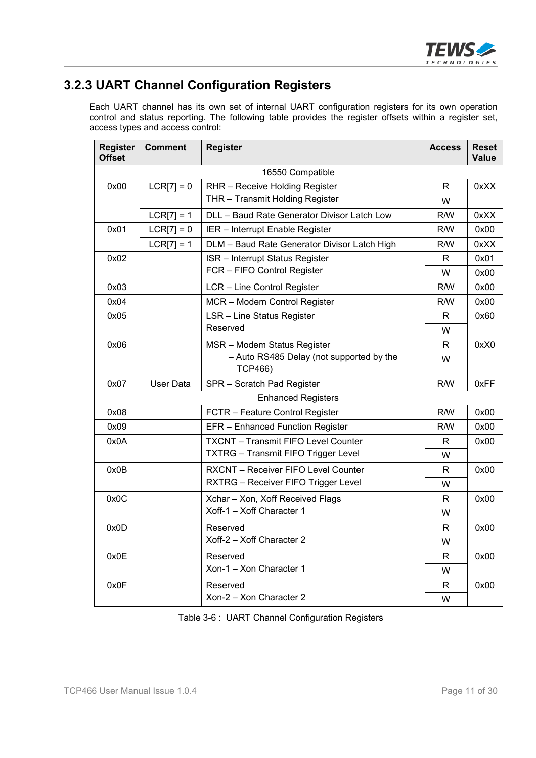### 3.2.3 UART Channel Configuration Registers

Each UART channel has its own set of internal UART configuration registers for its own operation control and status reporting. The following table provides the register offsets within a register set, access types and access control:

| Register Offset | Comment | Register | Access | Reset Value |
|---|---|---|---|---|
| 16550 Compatible | | | | |
| 0x00 | LCR[7] = 0 | RHR – Receive Holding Register | R | 0xXX |
| | | THR – Transmit Holding Register | W | |
| | LCR[7] = 1 | DLL – Baud Rate Generator Divisor Latch Low | R/W | 0xXX |
| 0x01 | LCR[7] = 0 | IER – Interrupt Enable Register | R/W | 0x00 |
| | LCR[7] = 1 | DLM – Baud Rate Generator Divisor Latch High | R/W | 0xXX |
| 0x02 | | ISR – Interrupt Status Register | R | 0x01 |
| | | FCR – FIFO Control Register | W | 0x00 |
| 0x03 | | LCR – Line Control Register | R/W | 0x00 |
| 0x04 | | MCR – Modem Control Register | R/W | 0x00 |
| 0x05 | | LSR – Line Status Register | R | 0x60 |
| | | Reserved | W | |
| 0x06 | | MSR – Modem Status Register | R | 0xX0 |
| | | – Auto RS485 Delay (not supported by the TCP466) | W | |
| 0x07 | User Data | SPR – Scratch Pad Register | R/W | 0xFF |
| Enhanced Registers | | | | |
| 0x08 | | FCTR – Feature Control Register | R/W | 0x00 |
| 0x09 | | EFR – Enhanced Function Register | R/W | 0x00 |
| 0x0A | | TXCNT – Transmit FIFO Level Counter | R | 0x00 |
| | | TXTRG – Transmit FIFO Trigger Level | W | |
| 0x0B | | RXCNT – Receiver FIFO Level Counter | R | 0x00 |
| | | RXTRG – Receiver FIFO Trigger Level | W | |
| 0x0C | | Xchar – Xon, Xoff Received Flags | R | 0x00 |
| | | Xoff-1 – Xoff Character 1 | W | |
| 0x0D | | Reserved | R | 0x00 |
| | | Xoff-2 – Xoff Character 2 | W | |
| 0x0E | | Reserved | R | 0x00 |
| | | Xon-1 – Xon Character 1 | W | |
| 0x0F | | Reserved | R | 0x00 |
| | | Xon-2 – Xon Character 2 | W | |

Table 3-6 : UART Channel Configuration Registers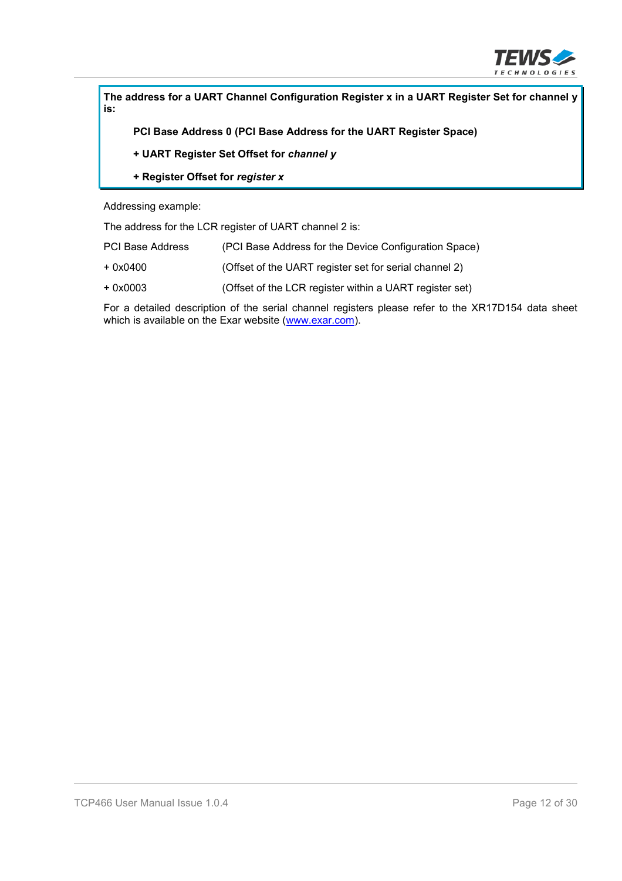**The address for a UART Channel Configuration Register x in a UART Register Set for channel y is:**

> **PCI Base Address 0 (PCI Base Address for the UART Register Space)**
>
> **+ UART Register Set Offset for *channel y***
>
> **+ Register Offset for *register x***

Addressing example:

The address for the LCR register of UART channel 2 is:

| | |
|---|---|
| PCI Base Address | (PCI Base Address for the Device Configuration Space) |
| + 0x0400 | (Offset of the UART register set for serial channel 2) |
| + 0x0003 | (Offset of the LCR register within a UART register set) |

For a detailed description of the serial channel registers please refer to the XR17D154 data sheet which is available on the Exar website (www.exar.com).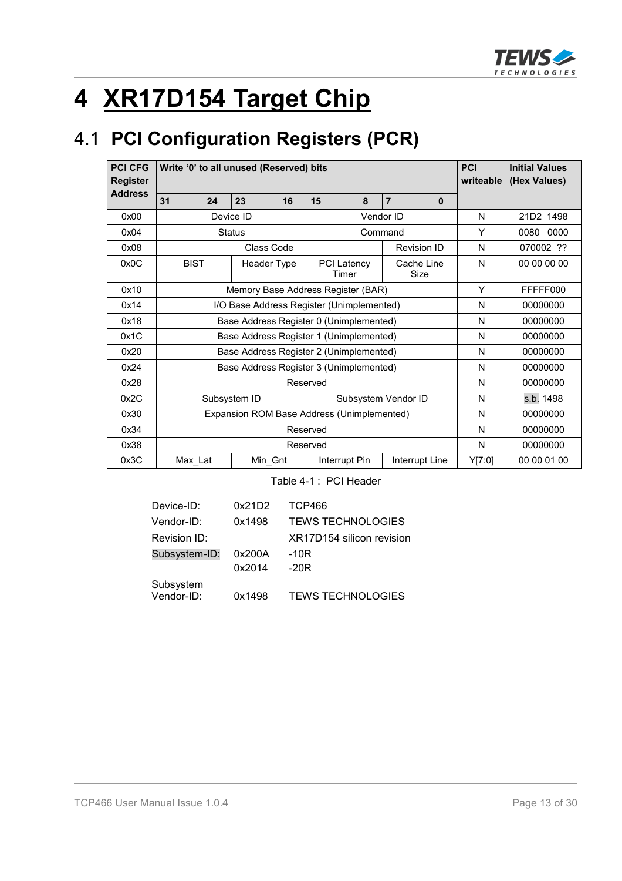# 4 XR17D154 Target Chip

## 4.1 PCI Configuration Registers (PCR)

| PCI CFG Register Address | Write '0' to all unused (Reserved) bits | | | | PCI writeable | Initial Values (Hex Values) |
|---|---|---|---|---|---|---|
| | 31 24 | 23 16 | 15 8 | 7 0 | | |
| 0x00 | Device ID | | Vendor ID | | N | 21D2 1498 |
| 0x04 | Status | | Command | | Y | 0080 0000 |
| 0x08 | Class Code | | | Revision ID | N | 070002 ?? |
| 0x0C | BIST | Header Type | PCI Latency Timer | Cache Line Size | N | 00 00 00 00 |
| 0x10 | Memory Base Address Register (BAR) | | | | Y | FFFFF000 |
| 0x14 | I/O Base Address Register (Unimplemented) | | | | N | 00000000 |
| 0x18 | Base Address Register 0 (Unimplemented) | | | | N | 00000000 |
| 0x1C | Base Address Register 1 (Unimplemented) | | | | N | 00000000 |
| 0x20 | Base Address Register 2 (Unimplemented) | | | | N | 00000000 |
| 0x24 | Base Address Register 3 (Unimplemented) | | | | N | 00000000 |
| 0x28 | Reserved | | | | N | 00000000 |
| 0x2C | Subsystem ID | | Subsystem Vendor ID | | N | s.b. 1498 |
| 0x30 | Expansion ROM Base Address (Unimplemented) | | | | N | 00000000 |
| 0x34 | Reserved | | | | N | 00000000 |
| 0x38 | Reserved | | | | N | 00000000 |
| 0x3C | Max_Lat | Min_Gnt | Interrupt Pin | Interrupt Line | Y[7:0] | 00 00 01 00 |

Table 4-1 : PCI Header

| | | |
|---|---|---|
| Device-ID: | 0x21D2 | TCP466 |
| Vendor-ID: | 0x1498 | TEWS TECHNOLOGIES |
| Revision ID: | | XR17D154 silicon revision |
| Subsystem-ID: | 0x200A | -10R |
| | 0x2014 | -20R |
| Subsystem Vendor-ID: | 0x1498 | TEWS TECHNOLOGIES |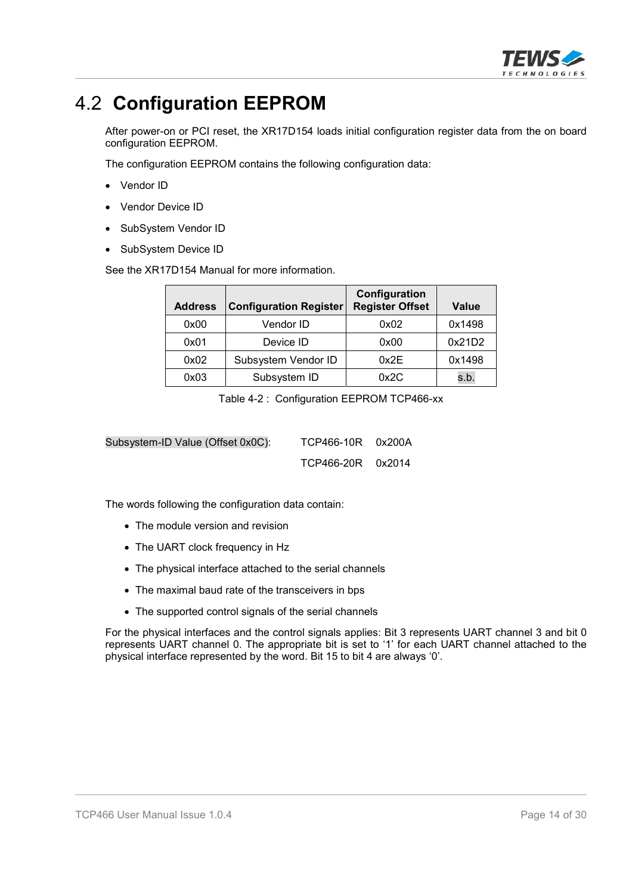## 4.2 Configuration EEPROM

After power-on or PCI reset, the XR17D154 loads initial configuration register data from the on board configuration EEPROM.

The configuration EEPROM contains the following configuration data:

- Vendor ID
- Vendor Device ID
- SubSystem Vendor ID
- SubSystem Device ID

See the XR17D154 Manual for more information.

| Address | Configuration Register | Configuration Register Offset | Value |
|---|---|---|---|
| 0x00 | Vendor ID | 0x02 | 0x1498 |
| 0x01 | Device ID | 0x00 | 0x21D2 |
| 0x02 | Subsystem Vendor ID | 0x2E | 0x1498 |
| 0x03 | Subsystem ID | 0x2C | s.b. |

Table 4-2 : Configuration EEPROM TCP466-xx

| Subsystem-ID Value (Offset 0x0C): | TCP466-10R | 0x200A |
|---|---|---|
| | TCP466-20R | 0x2014 |

The words following the configuration data contain:

- The module version and revision
- The UART clock frequency in Hz
- The physical interface attached to the serial channels
- The maximal baud rate of the transceivers in bps
- The supported control signals of the serial channels

For the physical interfaces and the control signals applies: Bit 3 represents UART channel 3 and bit 0 represents UART channel 0. The appropriate bit is set to '1' for each UART channel attached to the physical interface represented by the word. Bit 15 to bit 4 are always '0'.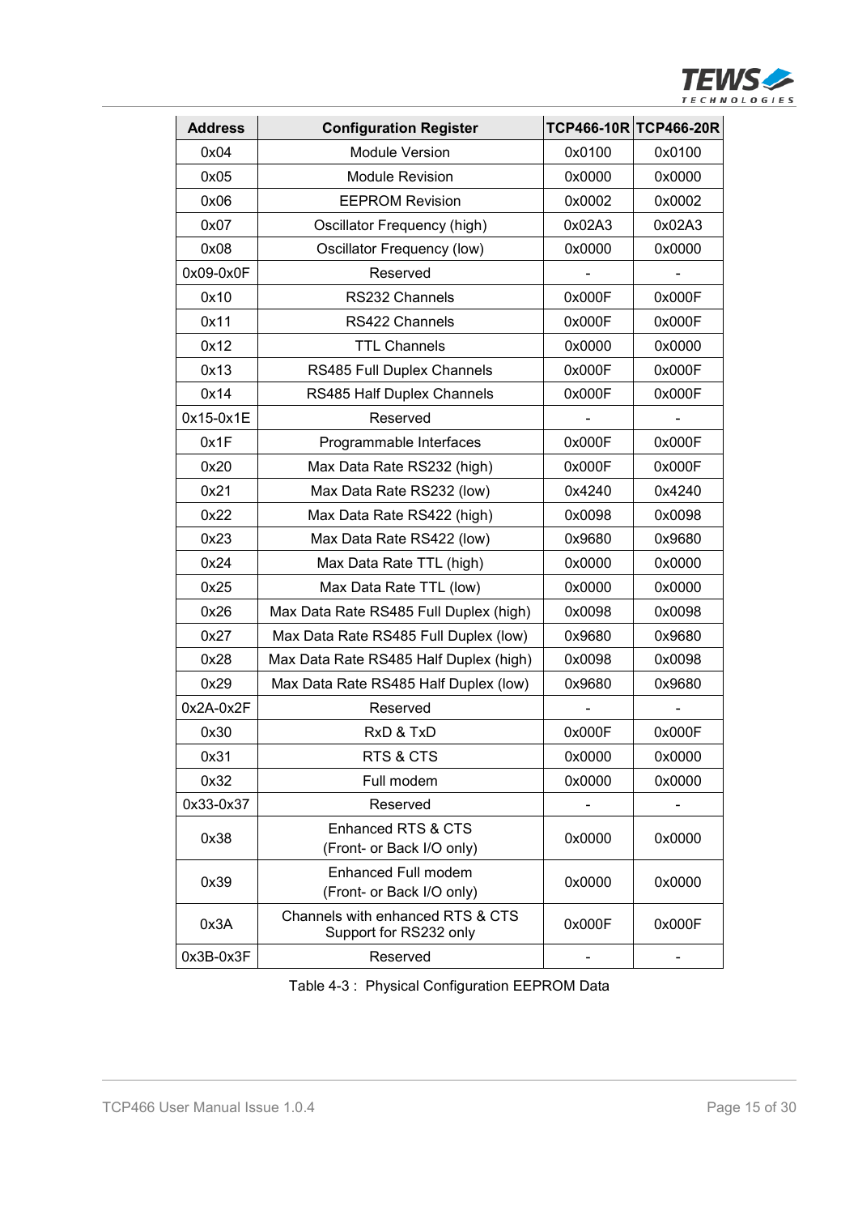| Address | Configuration Register | TCP466-10R | TCP466-20R |
|---|---|---|---|
| 0x04 | Module Version | 0x0100 | 0x0100 |
| 0x05 | Module Revision | 0x0000 | 0x0000 |
| 0x06 | EEPROM Revision | 0x0002 | 0x0002 |
| 0x07 | Oscillator Frequency (high) | 0x02A3 | 0x02A3 |
| 0x08 | Oscillator Frequency (low) | 0x0000 | 0x0000 |
| 0x09-0x0F | Reserved | - | - |
| 0x10 | RS232 Channels | 0x000F | 0x000F |
| 0x11 | RS422 Channels | 0x000F | 0x000F |
| 0x12 | TTL Channels | 0x0000 | 0x0000 |
| 0x13 | RS485 Full Duplex Channels | 0x000F | 0x000F |
| 0x14 | RS485 Half Duplex Channels | 0x000F | 0x000F |
| 0x15-0x1E | Reserved | - | - |
| 0x1F | Programmable Interfaces | 0x000F | 0x000F |
| 0x20 | Max Data Rate RS232 (high) | 0x000F | 0x000F |
| 0x21 | Max Data Rate RS232 (low) | 0x4240 | 0x4240 |
| 0x22 | Max Data Rate RS422 (high) | 0x0098 | 0x0098 |
| 0x23 | Max Data Rate RS422 (low) | 0x9680 | 0x9680 |
| 0x24 | Max Data Rate TTL (high) | 0x0000 | 0x0000 |
| 0x25 | Max Data Rate TTL (low) | 0x0000 | 0x0000 |
| 0x26 | Max Data Rate RS485 Full Duplex (high) | 0x0098 | 0x0098 |
| 0x27 | Max Data Rate RS485 Full Duplex (low) | 0x9680 | 0x9680 |
| 0x28 | Max Data Rate RS485 Half Duplex (high) | 0x0098 | 0x0098 |
| 0x29 | Max Data Rate RS485 Half Duplex (low) | 0x9680 | 0x9680 |
| 0x2A-0x2F | Reserved | - | - |
| 0x30 | RxD & TxD | 0x000F | 0x000F |
| 0x31 | RTS & CTS | 0x0000 | 0x0000 |
| 0x32 | Full modem | 0x0000 | 0x0000 |
| 0x33-0x37 | Reserved | - | - |
| 0x38 | Enhanced RTS & CTS (Front- or Back I/O only) | 0x0000 | 0x0000 |
| 0x39 | Enhanced Full modem (Front- or Back I/O only) | 0x0000 | 0x0000 |
| 0x3A | Channels with enhanced RTS & CTS Support for RS232 only | 0x000F | 0x000F |
| 0x3B-0x3F | Reserved | - | - |

Table 4-3 : Physical Configuration EEPROM Data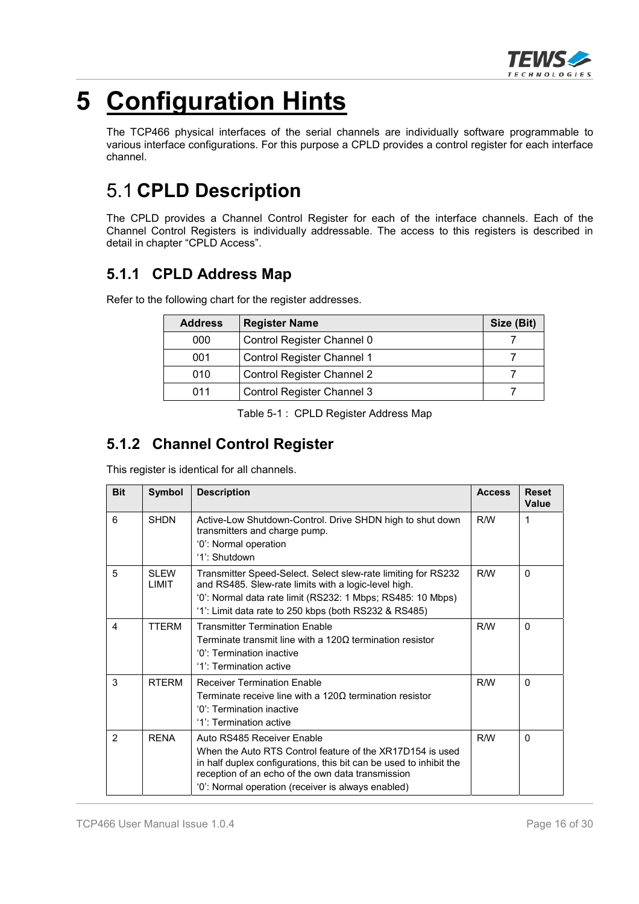// Configuration Hints, CPLD Description, CPLD Address Map, Channel Control Register
# 5 Configuration Hints

The TCP466 physical interfaces of the serial channels are individually software programmable to various interface configurations. For this purpose a CPLD provides a control register for each interface channel.

## 5.1 CPLD Description

The CPLD provides a Channel Control Register for each of the interface channels. Each of the Channel Control Registers is individually addressable. The access to this registers is described in detail in chapter “CPLD Access”.

### 5.1.1 CPLD Address Map

Refer to the following chart for the register addresses.

| Address | Register Name | Size (Bit) |
|---|---|---|
| 000 | Control Register Channel 0 | 7 |
| 001 | Control Register Channel 1 | 7 |
| 010 | Control Register Channel 2 | 7 |
| 011 | Control Register Channel 3 | 7 |

Table 5-1 : CPLD Register Address Map

### 5.1.2 Channel Control Register

This register is identical for all channels.

| Bit | Symbol | Description | Access | Reset Value |
|---|---|---|---|---|
| 6 | SHDN | Active-Low Shutdown-Control. Drive SHDN high to shut down transmitters and charge pump.<br>‘0’: Normal operation<br>‘1’: Shutdown | R/W | 1 |
| 5 | SLEW LIMIT | Transmitter Speed-Select. Select slew-rate limiting for RS232 and RS485. Slew-rate limits with a logic-level high.<br>‘0’: Normal data rate limit (RS232: 1 Mbps; RS485: 10 Mbps)<br>‘1’: Limit data rate to 250 kbps (both RS232 & RS485) | R/W | 0 |
| 4 | TTERM | Transmitter Termination Enable<br>Terminate transmit line with a 120Ω termination resistor<br>‘0’: Termination inactive<br>‘1’: Termination active | R/W | 0 |
| 3 | RTERM | Receiver Termination Enable<br>Terminate receive line with a 120Ω termination resistor<br>‘0’: Termination inactive<br>‘1’: Termination active | R/W | 0 |
| 2 | RENA | Auto RS485 Receiver Enable<br>When the Auto RTS Control feature of the XR17D154 is used in half duplex configurations, this bit can be used to inhibit the reception of an echo of the own data transmission<br>‘0’: Normal operation (receiver is always enabled) | R/W | 0 |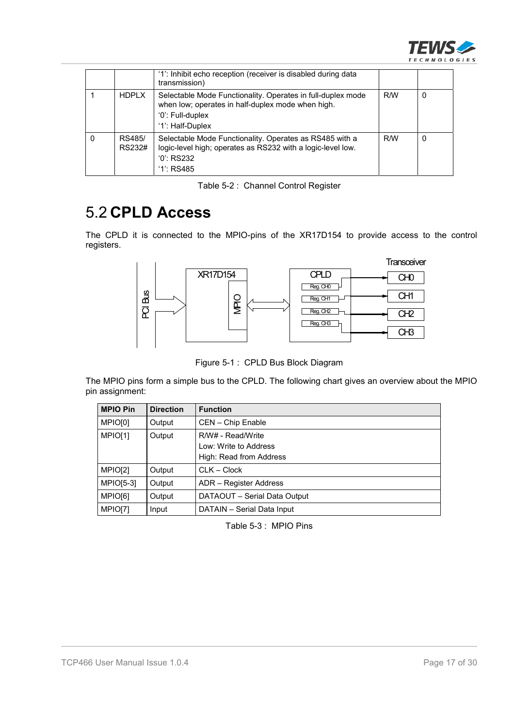|  |  | '1': Inhibit echo reception (receiver is disabled during data transmission) |  |  |
|---|---|---|---|---|
| 1 | HDPLX | Selectable Mode Functionality. Operates in full-duplex mode when low; operates in half-duplex mode when high.<br>'0': Full-duplex<br>'1': Half-Duplex | R/W | 0 |
| 0 | RS485/ RS232# | Selectable Mode Functionality. Operates as RS485 with a logic-level high; operates as RS232 with a logic-level low.<br>'0': RS232<br>'1': RS485 | R/W | 0 |

Table 5-2 : Channel Control Register

## 5.2 CPLD Access

The CPLD it is connected to the MPIO-pins of the XR17D154 to provide access to the control registers.

Figure 5-1 : CPLD Bus Block Diagram

The MPIO pins form a simple bus to the CPLD. The following chart gives an overview about the MPIO pin assignment:

| MPIO Pin | Direction | Function |
|---|---|---|
| MPIO[0] | Output | CEN – Chip Enable |
| MPIO[1] | Output | R/W# - Read/Write<br>Low: Write to Address<br>High: Read from Address |
| MPIO[2] | Output | CLK – Clock |
| MPIO[5-3] | Output | ADR – Register Address |
| MPIO[6] | Output | DATAOUT – Serial Data Output |
| MPIO[7] | Input | DATAIN – Serial Data Input |

Table 5-3 : MPIO Pins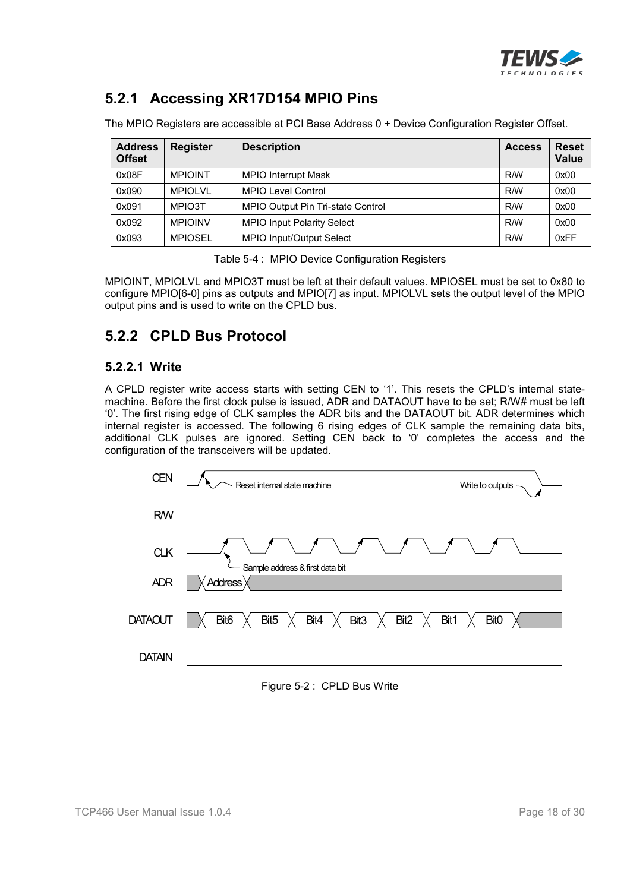## 5.2.1 Accessing XR17D154 MPIO Pins

The MPIO Registers are accessible at PCI Base Address 0 + Device Configuration Register Offset.

| Address Offset | Register | Description | Access | Reset Value |
|---|---|---|---|---|
| 0x08F | MPIOINT | MPIO Interrupt Mask | R/W | 0x00 |
| 0x090 | MPIOLVL | MPIO Level Control | R/W | 0x00 |
| 0x091 | MPIO3T | MPIO Output Pin Tri-state Control | R/W | 0x00 |
| 0x092 | MPIOINV | MPIO Input Polarity Select | R/W | 0x00 |
| 0x093 | MPIOSEL | MPIO Input/Output Select | R/W | 0xFF |

Table 5-4 : MPIO Device Configuration Registers

MPIOINT, MPIOLVL and MPIO3T must be left at their default values. MPIOSEL must be set to 0x80 to configure MPIO[6-0] pins as outputs and MPIO[7] as input. MPIOLVL sets the output level of the MPIO output pins and is used to write on the CPLD bus.

## 5.2.2 CPLD Bus Protocol

### 5.2.2.1 Write

A CPLD register write access starts with setting CEN to '1'. This resets the CPLD's internal state-machine. Before the first clock pulse is issued, ADR and DATAOUT have to be set; R/W# must be left '0'. The first rising edge of CLK samples the ADR bits and the DATAOUT bit. ADR determines which internal register is accessed. The following 6 rising edges of CLK sample the remaining data bits, additional CLK pulses are ignored. Setting CEN back to '0' completes the access and the configuration of the transceivers will be updated.

CEN — Reset internal state machine — Write to outputs
R/W
CLK — Sample address & first data bit
ADR — Address
DATAOUT — Bit6, Bit5, Bit4, Bit3, Bit2, Bit1, Bit0
DATAIN

Figure 5-2 : CPLD Bus Write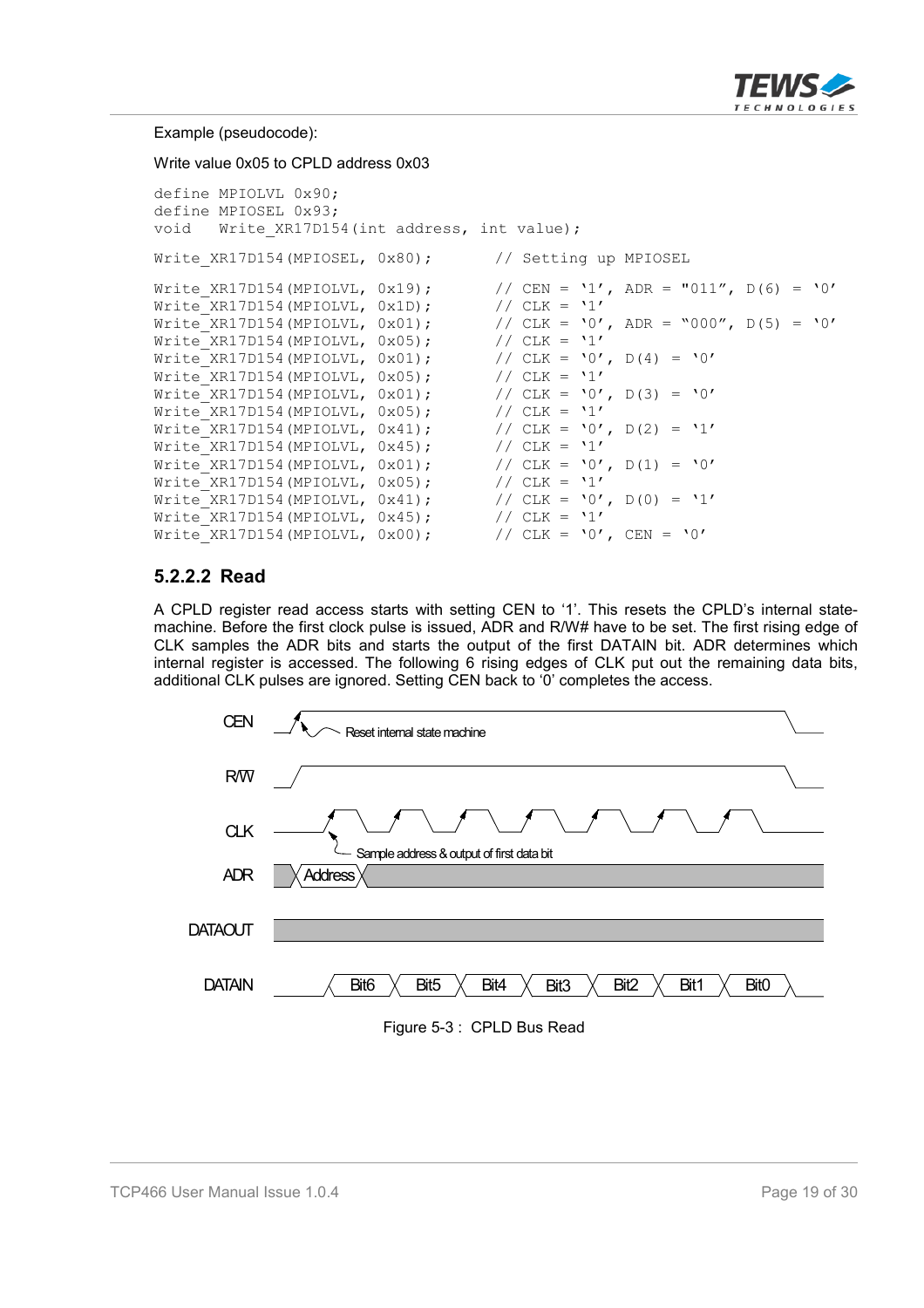Example (pseudocode):

Write value 0x05 to CPLD address 0x03

```
define MPIOLVL 0x90;
define MPIOSEL 0x93;
void   Write_XR17D154(int address, int value);

Write_XR17D154(MPIOSEL, 0x80);        // Setting up MPIOSEL

Write_XR17D154(MPIOLVL, 0x19);        // CEN = '1', ADR = "011", D(6) = '0'
Write_XR17D154(MPIOLVL, 0x1D);        // CLK = '1'
Write_XR17D154(MPIOLVL, 0x01);        // CLK = '0', ADR = "000", D(5) = '0'
Write_XR17D154(MPIOLVL, 0x05);        // CLK = '1'
Write_XR17D154(MPIOLVL, 0x01);        // CLK = '0', D(4) = '0'
Write_XR17D154(MPIOLVL, 0x05);        // CLK = '1'
Write_XR17D154(MPIOLVL, 0x01);        // CLK = '0', D(3) = '0'
Write_XR17D154(MPIOLVL, 0x05);        // CLK = '1'
Write_XR17D154(MPIOLVL, 0x41);        // CLK = '0', D(2) = '1'
Write_XR17D154(MPIOLVL, 0x45);        // CLK = '1'
Write_XR17D154(MPIOLVL, 0x01);        // CLK = '0', D(1) = '0'
Write_XR17D154(MPIOLVL, 0x05);        // CLK = '1'
Write_XR17D154(MPIOLVL, 0x41);        // CLK = '0', D(0) = '1'
Write_XR17D154(MPIOLVL, 0x45);        // CLK = '1'
Write_XR17D154(MPIOLVL, 0x00);        // CLK = '0', CEN = '0'
```

### 5.2.2.2 Read

A CPLD register read access starts with setting CEN to '1'. This resets the CPLD's internal state-machine. Before the first clock pulse is issued, ADR and R/W# have to be set. The first rising edge of CLK samples the ADR bits and starts the output of the first DATAIN bit. ADR determines which internal register is accessed. The following 6 rising edges of CLK put out the remaining data bits, additional CLK pulses are ignored. Setting CEN back to '0' completes the access.

Figure 5-3 : CPLD Bus Read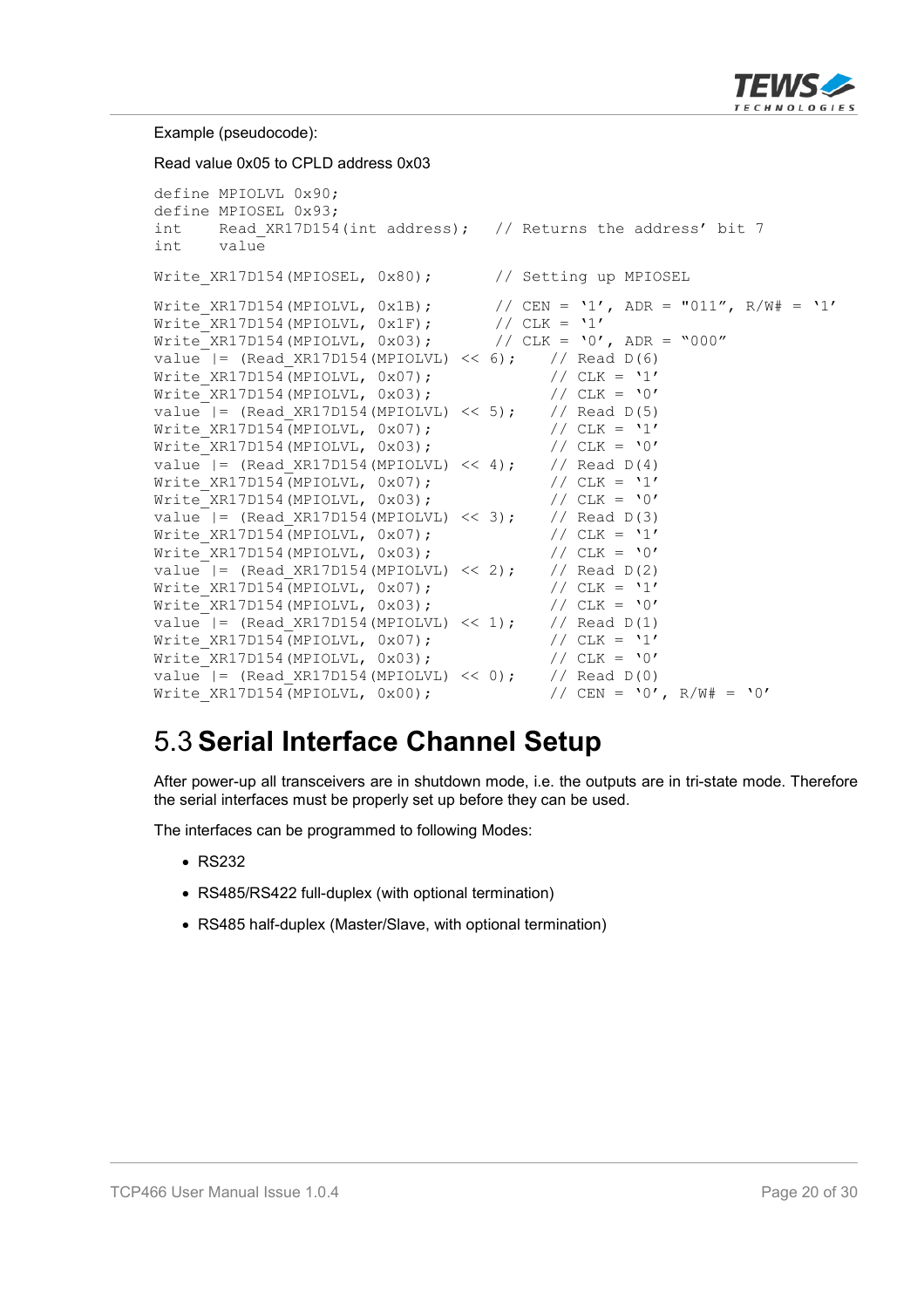Example (pseudocode):

Read value 0x05 to CPLD address 0x03

```
define MPIOLVL 0x90;
define MPIOSEL 0x93;
int    Read_XR17D154(int address);   // Returns the address’ bit 7
int    value

Write_XR17D154(MPIOSEL, 0x80);       // Setting up MPIOSEL

Write_XR17D154(MPIOLVL, 0x1B);       // CEN = ‘1’, ADR = ”011”, R/W# = ‘1’
Write_XR17D154(MPIOLVL, 0x1F);       // CLK = ‘1’
Write_XR17D154(MPIOLVL, 0x03);       // CLK = ‘0’, ADR = “000”
value |= (Read_XR17D154(MPIOLVL) << 6);     // Read D(6)
Write_XR17D154(MPIOLVL, 0x07);              // CLK = ‘1’
Write_XR17D154(MPIOLVL, 0x03);              // CLK = ‘0’
value |= (Read_XR17D154(MPIOLVL) << 5);     // Read D(5)
Write_XR17D154(MPIOLVL, 0x07);              // CLK = ‘1’
Write_XR17D154(MPIOLVL, 0x03);              // CLK = ‘0’
value |= (Read_XR17D154(MPIOLVL) << 4);     // Read D(4)
Write_XR17D154(MPIOLVL, 0x07);              // CLK = ‘1’
Write_XR17D154(MPIOLVL, 0x03);              // CLK = ‘0’
value |= (Read_XR17D154(MPIOLVL) << 3);     // Read D(3)
Write_XR17D154(MPIOLVL, 0x07);              // CLK = ‘1’
Write_XR17D154(MPIOLVL, 0x03);              // CLK = ‘0’
value |= (Read_XR17D154(MPIOLVL) << 2);     // Read D(2)
Write_XR17D154(MPIOLVL, 0x07);              // CLK = ‘1’
Write_XR17D154(MPIOLVL, 0x03);              // CLK = ‘0’
value |= (Read_XR17D154(MPIOLVL) << 1);     // Read D(1)
Write_XR17D154(MPIOLVL, 0x07);              // CLK = ‘1’
Write_XR17D154(MPIOLVL, 0x03);              // CLK = ‘0’
value |= (Read_XR17D154(MPIOLVL) << 0);     // Read D(0)
Write_XR17D154(MPIOLVL, 0x00);              // CEN = ‘0’, R/W# = ‘0’
```

## 5.3 Serial Interface Channel Setup

After power-up all transceivers are in shutdown mode, i.e. the outputs are in tri-state mode. Therefore the serial interfaces must be properly set up before they can be used.

The interfaces can be programmed to following Modes:

- RS232
- RS485/RS422 full-duplex (with optional termination)
- RS485 half-duplex (Master/Slave, with optional termination)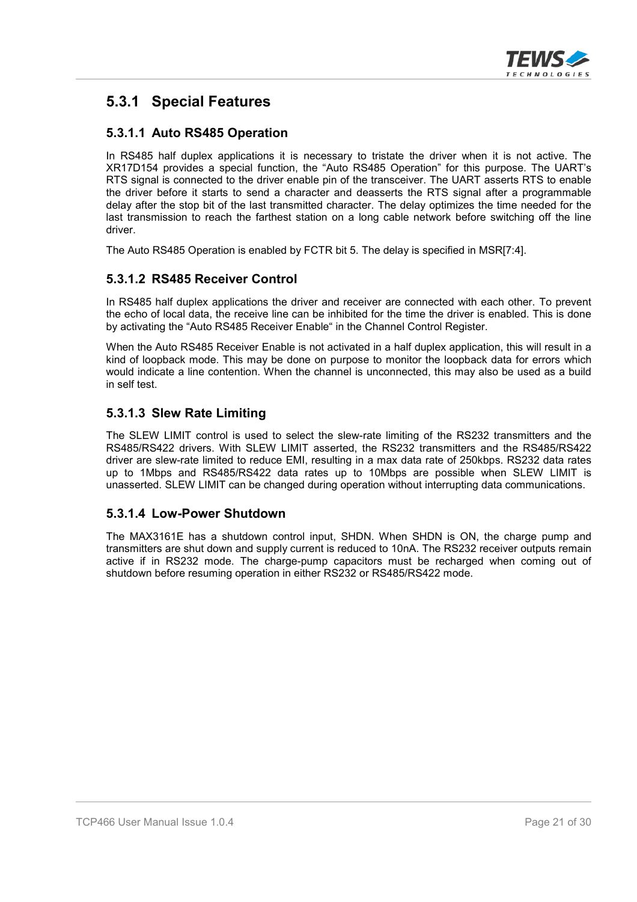## 5.3.1 Special Features

### 5.3.1.1 Auto RS485 Operation

In RS485 half duplex applications it is necessary to tristate the driver when it is not active. The XR17D154 provides a special function, the “Auto RS485 Operation” for this purpose. The UART’s RTS signal is connected to the driver enable pin of the transceiver. The UART asserts RTS to enable the driver before it starts to send a character and deasserts the RTS signal after a programmable delay after the stop bit of the last transmitted character. The delay optimizes the time needed for the last transmission to reach the farthest station on a long cable network before switching off the line driver.

The Auto RS485 Operation is enabled by FCTR bit 5. The delay is specified in MSR[7:4].

### 5.3.1.2 RS485 Receiver Control

In RS485 half duplex applications the driver and receiver are connected with each other. To prevent the echo of local data, the receive line can be inhibited for the time the driver is enabled. This is done by activating the “Auto RS485 Receiver Enable“ in the Channel Control Register.

When the Auto RS485 Receiver Enable is not activated in a half duplex application, this will result in a kind of loopback mode. This may be done on purpose to monitor the loopback data for errors which would indicate a line contention. When the channel is unconnected, this may also be used as a build in self test.

### 5.3.1.3 Slew Rate Limiting

The SLEW LIMIT control is used to select the slew-rate limiting of the RS232 transmitters and the RS485/RS422 drivers. With SLEW LIMIT asserted, the RS232 transmitters and the RS485/RS422 driver are slew-rate limited to reduce EMI, resulting in a max data rate of 250kbps. RS232 data rates up to 1Mbps and RS485/RS422 data rates up to 10Mbps are possible when SLEW LIMIT is unasserted. SLEW LIMIT can be changed during operation without interrupting data communications.

### 5.3.1.4 Low-Power Shutdown

The MAX3161E has a shutdown control input, SHDN. When SHDN is ON, the charge pump and transmitters are shut down and supply current is reduced to 10nA. The RS232 receiver outputs remain active if in RS232 mode. The charge-pump capacitors must be recharged when coming out of shutdown before resuming operation in either RS232 or RS485/RS422 mode.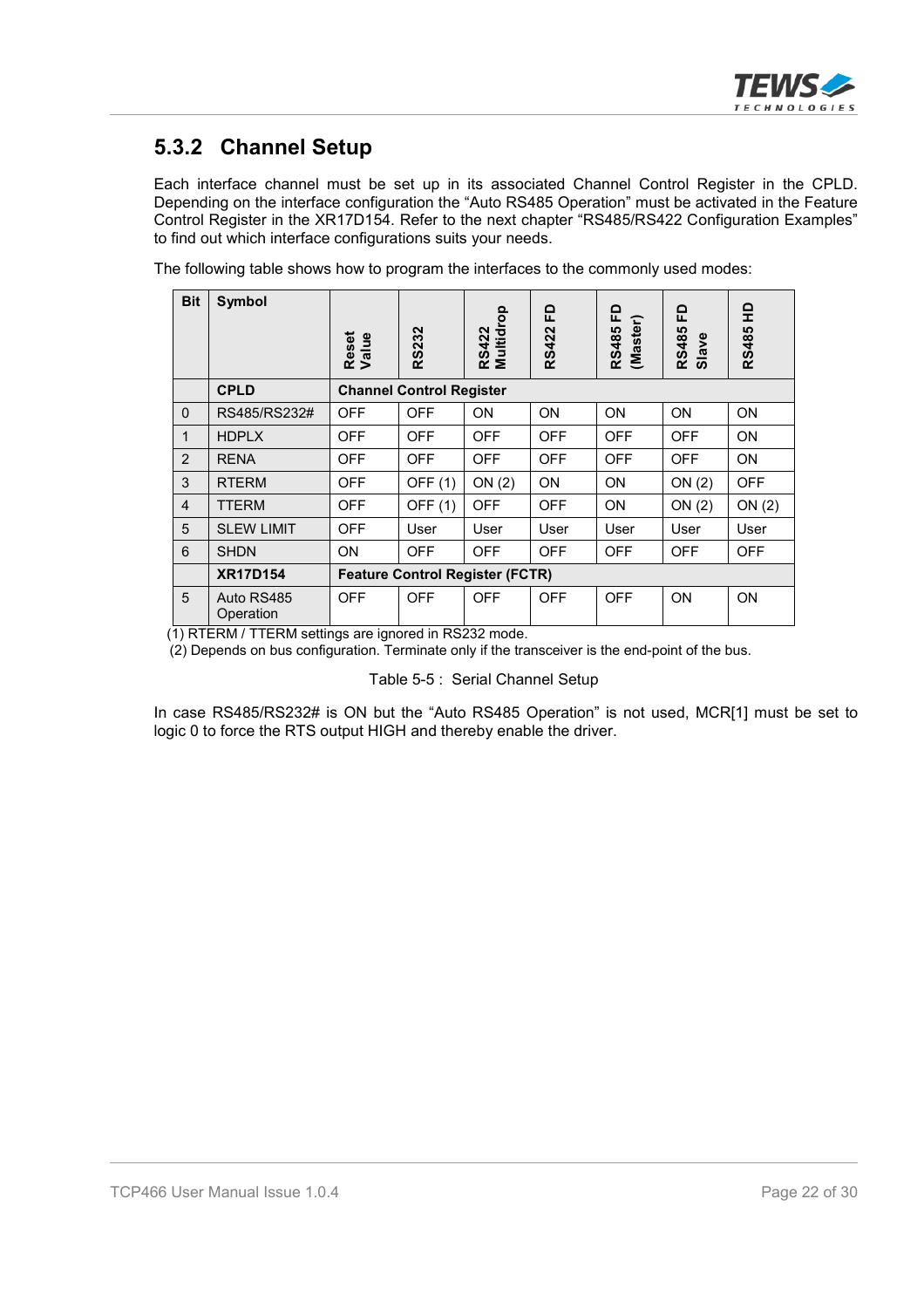### 5.3.2 Channel Setup

Each interface channel must be set up in its associated Channel Control Register in the CPLD. Depending on the interface configuration the "Auto RS485 Operation" must be activated in the Feature Control Register in the XR17D154. Refer to the next chapter "RS485/RS422 Configuration Examples" to find out which interface configurations suits your needs.

The following table shows how to program the interfaces to the commonly used modes:

| Bit | Symbol | Reset Value | RS232 | RS422 Multidrop | RS422 FD | RS485 FD (Master) | RS485 FD Slave | RS485 HD |
|---|---|---|---|---|---|---|---|---|
| | **CPLD** | **Channel Control Register** | | | | | | |
| 0 | RS485/RS232# | OFF | OFF | ON | ON | ON | ON | ON |
| 1 | HDPLX | OFF | OFF | OFF | OFF | OFF | OFF | ON |
| 2 | RENA | OFF | OFF | OFF | OFF | OFF | OFF | ON |
| 3 | RTERM | OFF | OFF (1) | ON (2) | ON | ON | ON (2) | OFF |
| 4 | TTERM | OFF | OFF (1) | OFF | OFF | ON | ON (2) | ON (2) |
| 5 | SLEW LIMIT | OFF | User | User | User | User | User | User |
| 6 | SHDN | ON | OFF | OFF | OFF | OFF | OFF | OFF |
| | **XR17D154** | **Feature Control Register (FCTR)** | | | | | | |
| 5 | Auto RS485 Operation | OFF | OFF | OFF | OFF | OFF | ON | ON |

(1) RTERM / TTERM settings are ignored in RS232 mode.
(2) Depends on bus configuration. Terminate only if the transceiver is the end-point of the bus.

Table 5-5 : Serial Channel Setup

In case RS485/RS232# is ON but the "Auto RS485 Operation" is not used, MCR[1] must be set to logic 0 to force the RTS output HIGH and thereby enable the driver.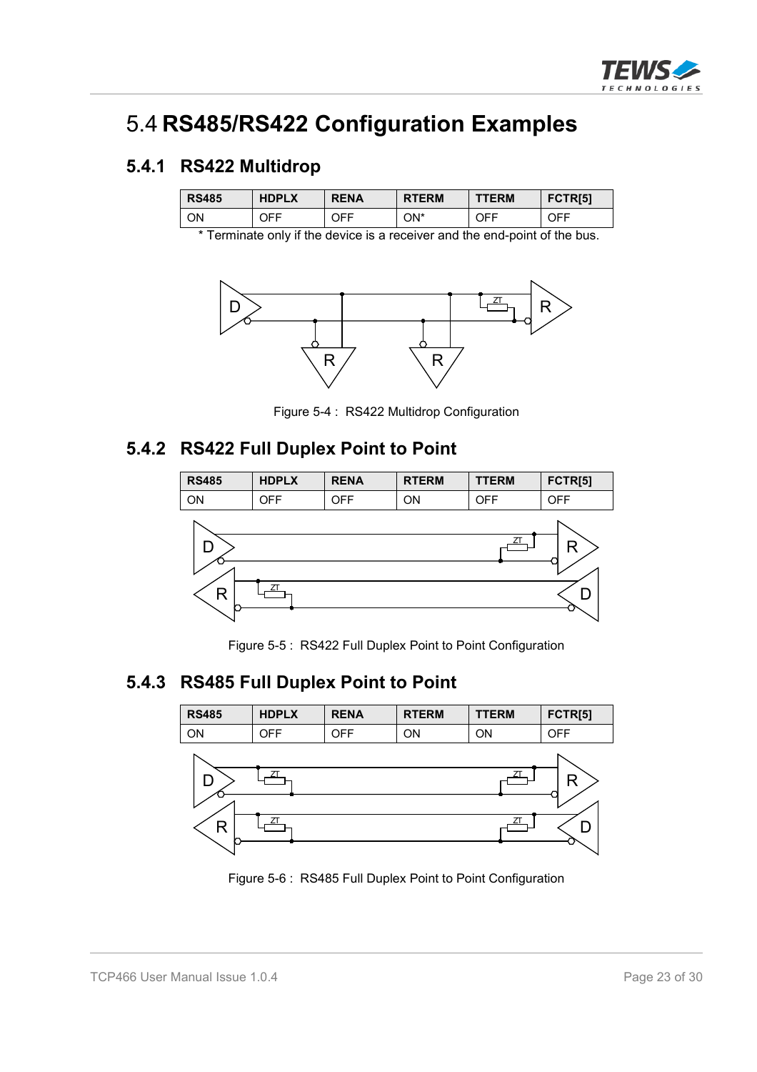# 5.4 RS485/RS422 Configuration Examples

## 5.4.1 RS422 Multidrop

| RS485 | HDPLX | RENA | RTERM | TTERM | FCTR[5] |
|---|---|---|---|---|---|
| ON | OFF | OFF | ON* | OFF | OFF |

\* Terminate only if the device is a receiver and the end-point of the bus.

Figure 5-4 : RS422 Multidrop Configuration

## 5.4.2 RS422 Full Duplex Point to Point

| RS485 | HDPLX | RENA | RTERM | TTERM | FCTR[5] |
|---|---|---|---|---|---|
| ON | OFF | OFF | ON | OFF | OFF |

Figure 5-5 : RS422 Full Duplex Point to Point Configuration

## 5.4.3 RS485 Full Duplex Point to Point

| RS485 | HDPLX | RENA | RTERM | TTERM | FCTR[5] |
|---|---|---|---|---|---|
| ON | OFF | OFF | ON | ON | OFF |

Figure 5-6 : RS485 Full Duplex Point to Point Configuration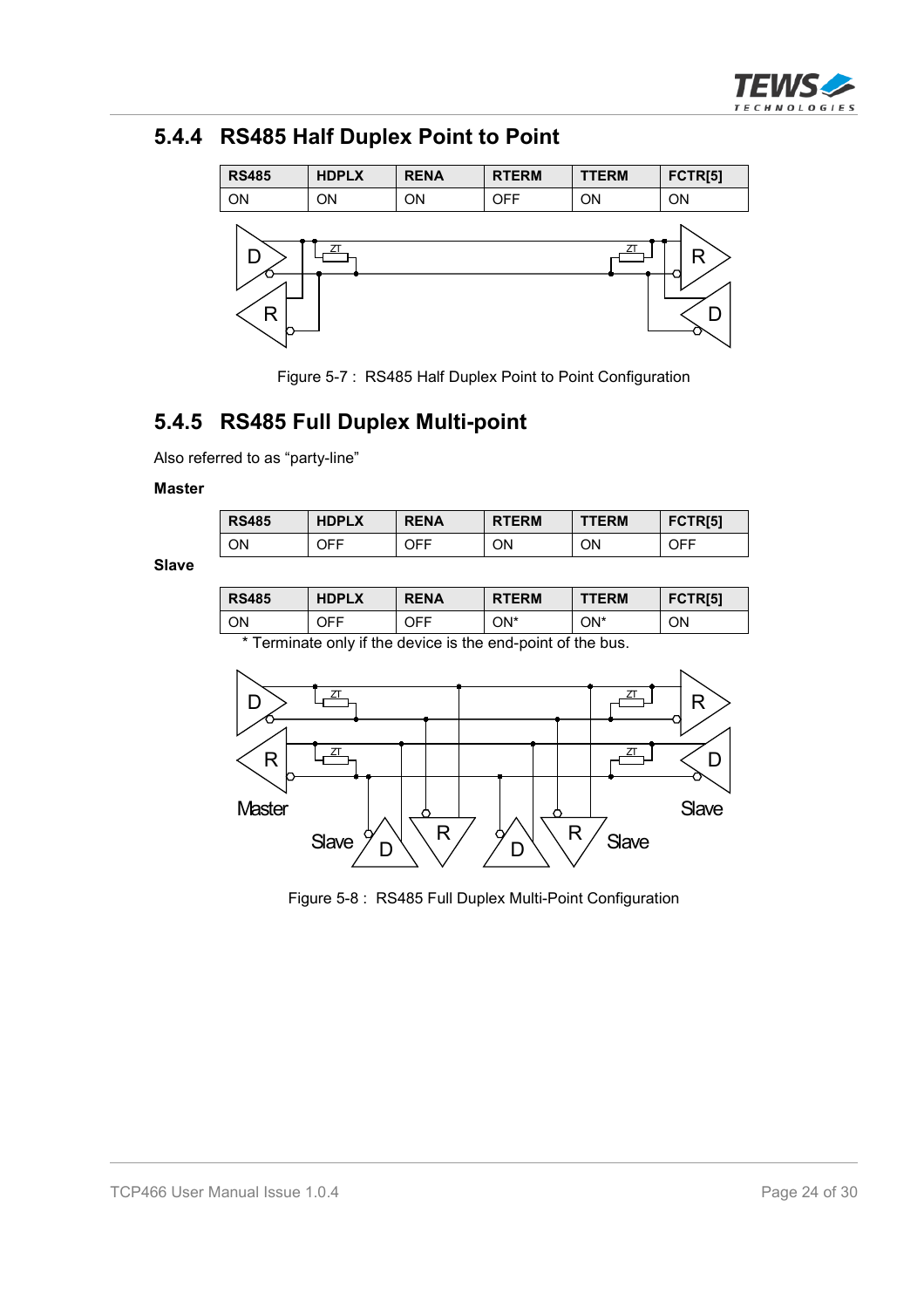### 5.4.4 RS485 Half Duplex Point to Point

| RS485 | HDPLX | RENA | RTERM | TTERM | FCTR[5] |
|---|---|---|---|---|---|
| ON | ON | ON | OFF | ON | ON |

Figure 5-7 : RS485 Half Duplex Point to Point Configuration

### 5.4.5 RS485 Full Duplex Multi-point

Also referred to as "party-line"

**Master**

| RS485 | HDPLX | RENA | RTERM | TTERM | FCTR[5] |
|---|---|---|---|---|---|
| ON | OFF | OFF | ON | ON | OFF |

**Slave**

| RS485 | HDPLX | RENA | RTERM | TTERM | FCTR[5] |
|---|---|---|---|---|---|
| ON | OFF | OFF | ON* | ON* | ON |

* Terminate only if the device is the end-point of the bus.

Figure 5-8 : RS485 Full Duplex Multi-Point Configuration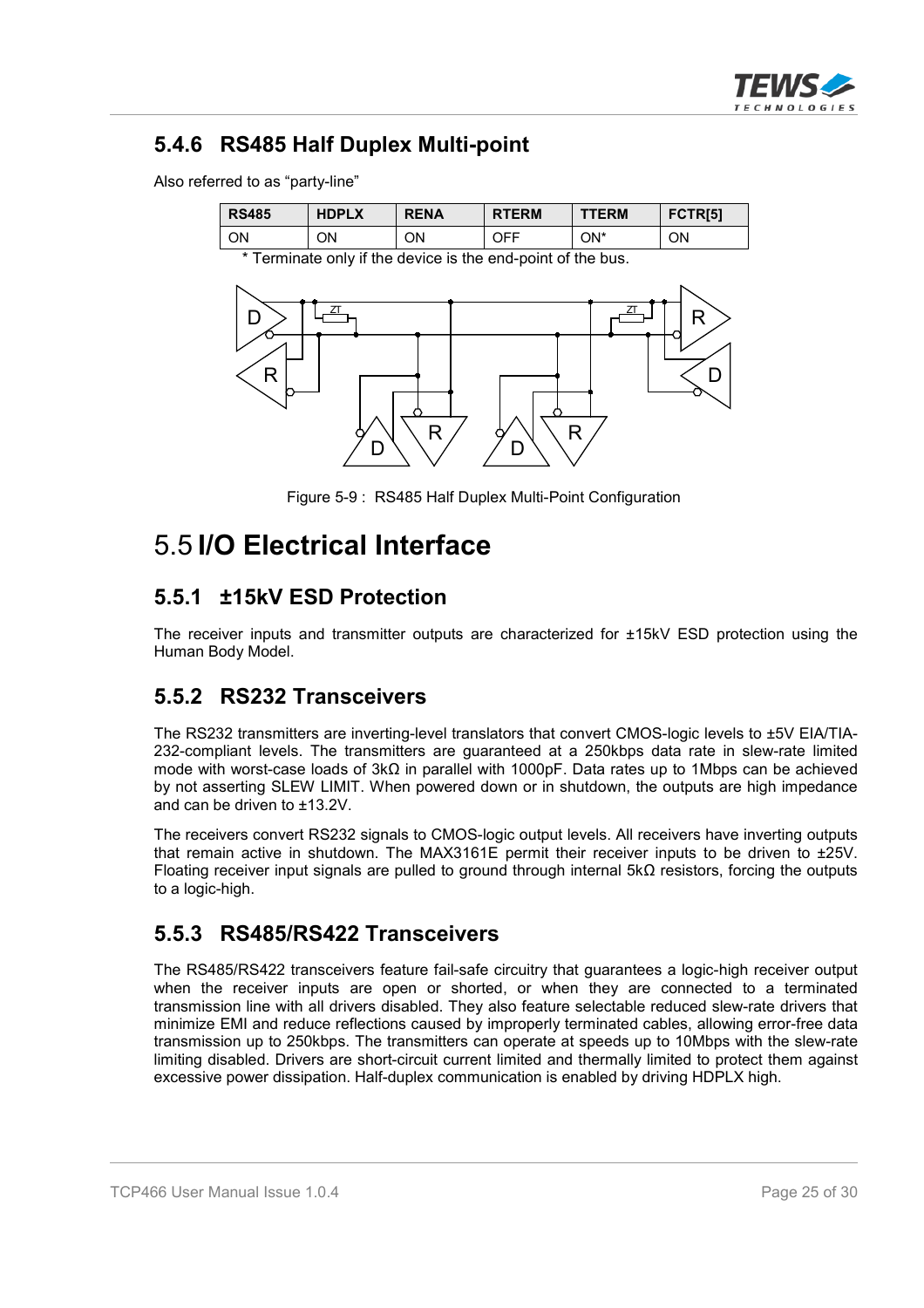### 5.4.6 RS485 Half Duplex Multi-point

Also referred to as "party-line"

| RS485 | HDPLX | RENA | RTERM | TTERM | FCTR[5] |
|---|---|---|---|---|---|
| ON | ON | ON | OFF | ON* | ON |

\* Terminate only if the device is the end-point of the bus.

Figure 5-9 : RS485 Half Duplex Multi-Point Configuration

## 5.5 I/O Electrical Interface

### 5.5.1 ±15kV ESD Protection

The receiver inputs and transmitter outputs are characterized for ±15kV ESD protection using the Human Body Model.

### 5.5.2 RS232 Transceivers

The RS232 transmitters are inverting-level translators that convert CMOS-logic levels to ±5V EIA/TIA-232-compliant levels. The transmitters are guaranteed at a 250kbps data rate in slew-rate limited mode with worst-case loads of 3kΩ in parallel with 1000pF. Data rates up to 1Mbps can be achieved by not asserting SLEW LIMIT. When powered down or in shutdown, the outputs are high impedance and can be driven to ±13.2V.

The receivers convert RS232 signals to CMOS-logic output levels. All receivers have inverting outputs that remain active in shutdown. The MAX3161E permit their receiver inputs to be driven to ±25V. Floating receiver input signals are pulled to ground through internal 5kΩ resistors, forcing the outputs to a logic-high.

### 5.5.3 RS485/RS422 Transceivers

The RS485/RS422 transceivers feature fail-safe circuitry that guarantees a logic-high receiver output when the receiver inputs are open or shorted, or when they are connected to a terminated transmission line with all drivers disabled. They also feature selectable reduced slew-rate drivers that minimize EMI and reduce reflections caused by improperly terminated cables, allowing error-free data transmission up to 250kbps. The transmitters can operate at speeds up to 10Mbps with the slew-rate limiting disabled. Drivers are short-circuit current limited and thermally limited to protect them against excessive power dissipation. Half-duplex communication is enabled by driving HDPLX high.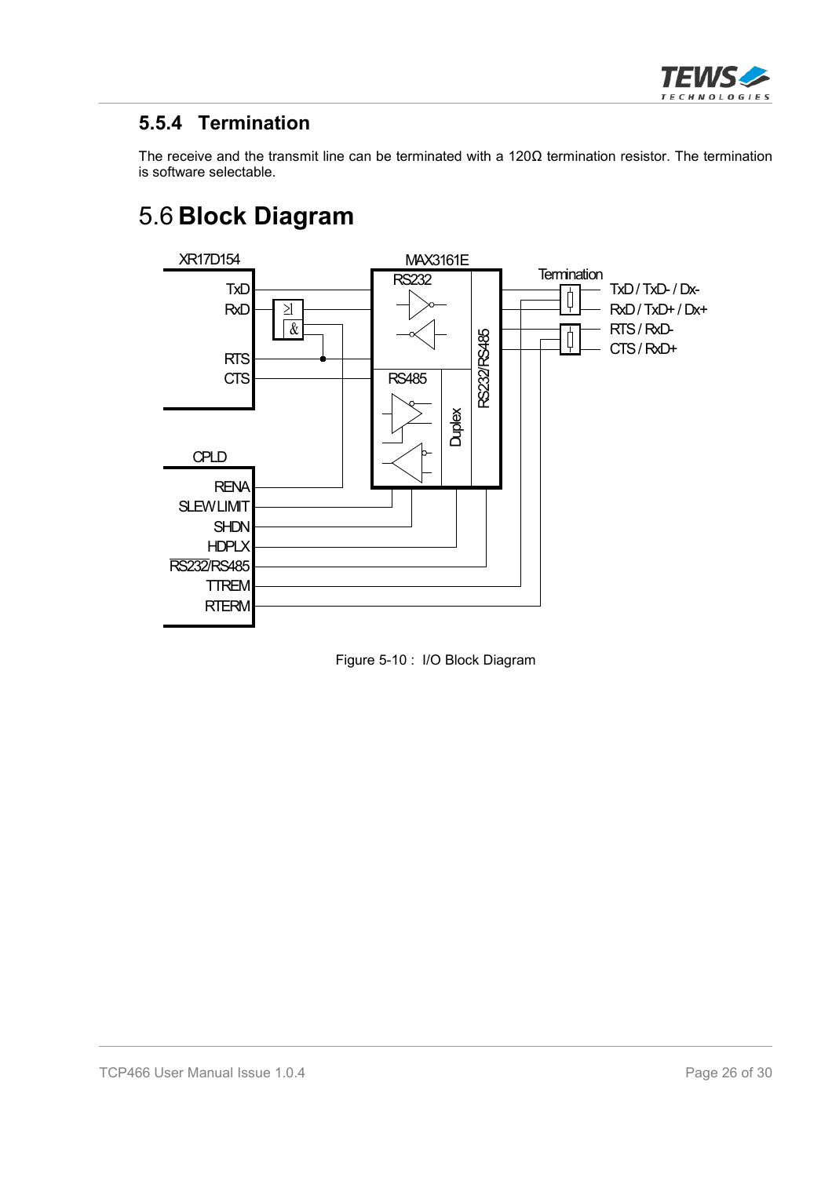### 5.5.4 Termination

The receive and the transmit line can be terminated with a 120Ω termination resistor. The termination is software selectable.

## 5.6 Block Diagram

Figure 5-10 : I/O Block Diagram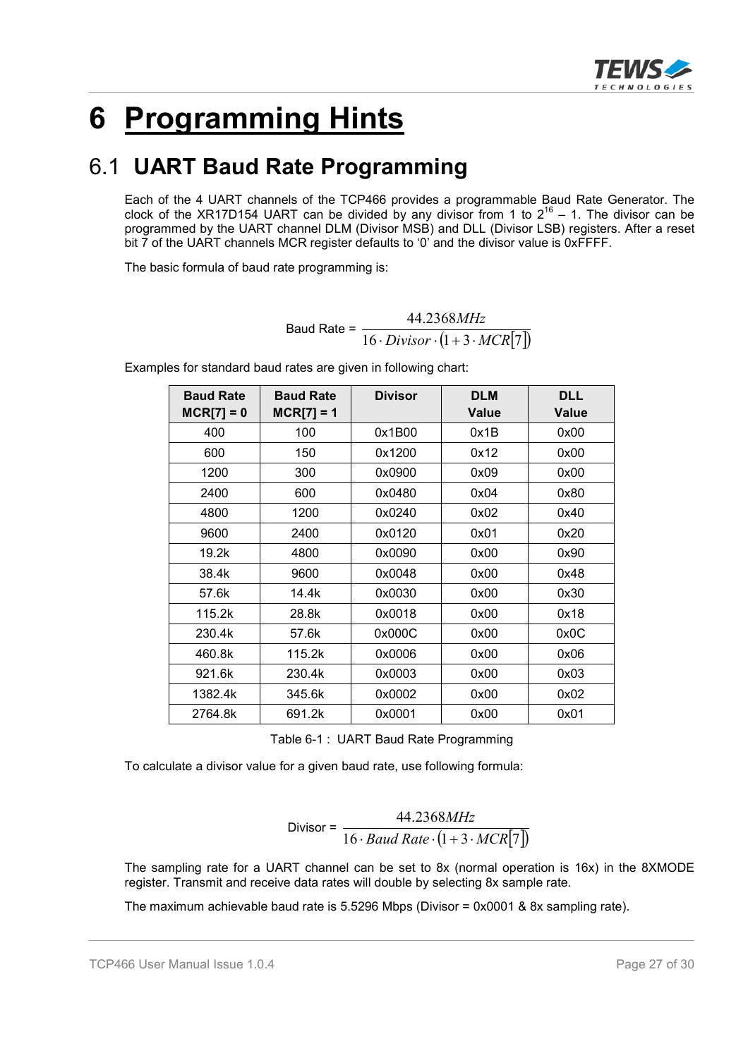# 6 Programming Hints

## 6.1 UART Baud Rate Programming

Each of the 4 UART channels of the TCP466 provides a programmable Baud Rate Generator. The clock of the XR17D154 UART can be divided by any divisor from 1 to $2^{16} - 1$. The divisor can be programmed by the UART channel DLM (Divisor MSB) and DLL (Divisor LSB) registers. After a reset bit 7 of the UART channels MCR register defaults to '0' and the divisor value is 0xFFFF.

The basic formula of baud rate programming is:

$$\text{Baud Rate} = \frac{44.2368MHz}{16 \cdot Divisor \cdot (1 + 3 \cdot MCR[7])}$$

Examples for standard baud rates are given in following chart:

| Baud Rate MCR[7] = 0 | Baud Rate MCR[7] = 1 | Divisor | DLM Value | DLL Value |
|---|---|---|---|---|
| 400 | 100 | 0x1B00 | 0x1B | 0x00 |
| 600 | 150 | 0x1200 | 0x12 | 0x00 |
| 1200 | 300 | 0x0900 | 0x09 | 0x00 |
| 2400 | 600 | 0x0480 | 0x04 | 0x80 |
| 4800 | 1200 | 0x0240 | 0x02 | 0x40 |
| 9600 | 2400 | 0x0120 | 0x01 | 0x20 |
| 19.2k | 4800 | 0x0090 | 0x00 | 0x90 |
| 38.4k | 9600 | 0x0048 | 0x00 | 0x48 |
| 57.6k | 14.4k | 0x0030 | 0x00 | 0x30 |
| 115.2k | 28.8k | 0x0018 | 0x00 | 0x18 |
| 230.4k | 57.6k | 0x000C | 0x00 | 0x0C |
| 460.8k | 115.2k | 0x0006 | 0x00 | 0x06 |
| 921.6k | 230.4k | 0x0003 | 0x00 | 0x03 |
| 1382.4k | 345.6k | 0x0002 | 0x00 | 0x02 |
| 2764.8k | 691.2k | 0x0001 | 0x00 | 0x01 |

Table 6-1 : UART Baud Rate Programming

To calculate a divisor value for a given baud rate, use following formula:

$$\text{Divisor} = \frac{44.2368MHz}{16 \cdot Baud\ Rate \cdot (1 + 3 \cdot MCR[7])}$$

The sampling rate for a UART channel can be set to 8x (normal operation is 16x) in the 8XMODE register. Transmit and receive data rates will double by selecting 8x sample rate.

The maximum achievable baud rate is 5.5296 Mbps (Divisor = 0x0001 & 8x sampling rate).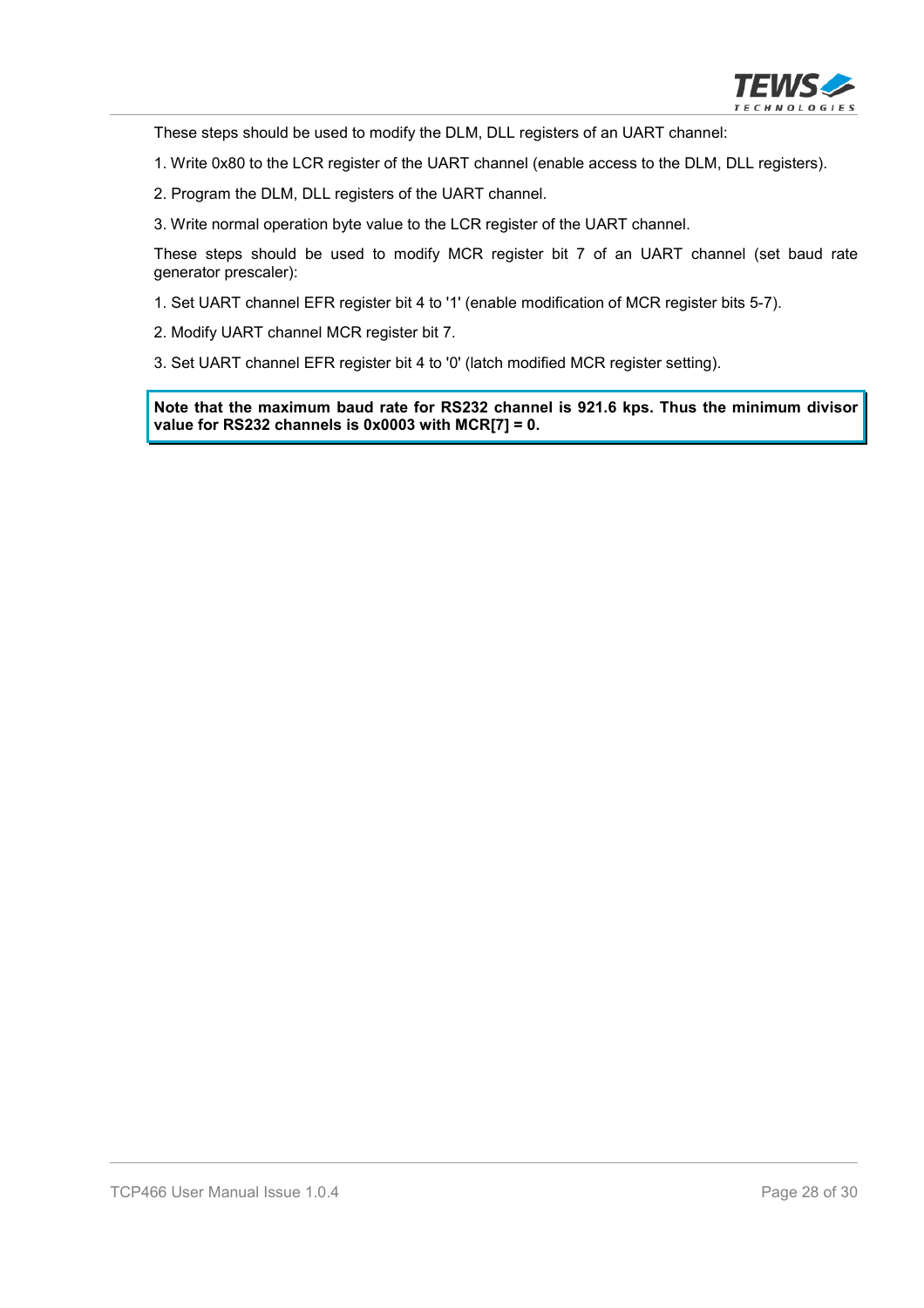These steps should be used to modify the DLM, DLL registers of an UART channel:

1. Write 0x80 to the LCR register of the UART channel (enable access to the DLM, DLL registers).

2. Program the DLM, DLL registers of the UART channel.

3. Write normal operation byte value to the LCR register of the UART channel.

These steps should be used to modify MCR register bit 7 of an UART channel (set baud rate generator prescaler):

1. Set UART channel EFR register bit 4 to '1' (enable modification of MCR register bits 5-7).

2. Modify UART channel MCR register bit 7.

3. Set UART channel EFR register bit 4 to '0' (latch modified MCR register setting).

**Note that the maximum baud rate for RS232 channel is 921.6 kps. Thus the minimum divisor value for RS232 channels is 0x0003 with MCR[7] = 0.**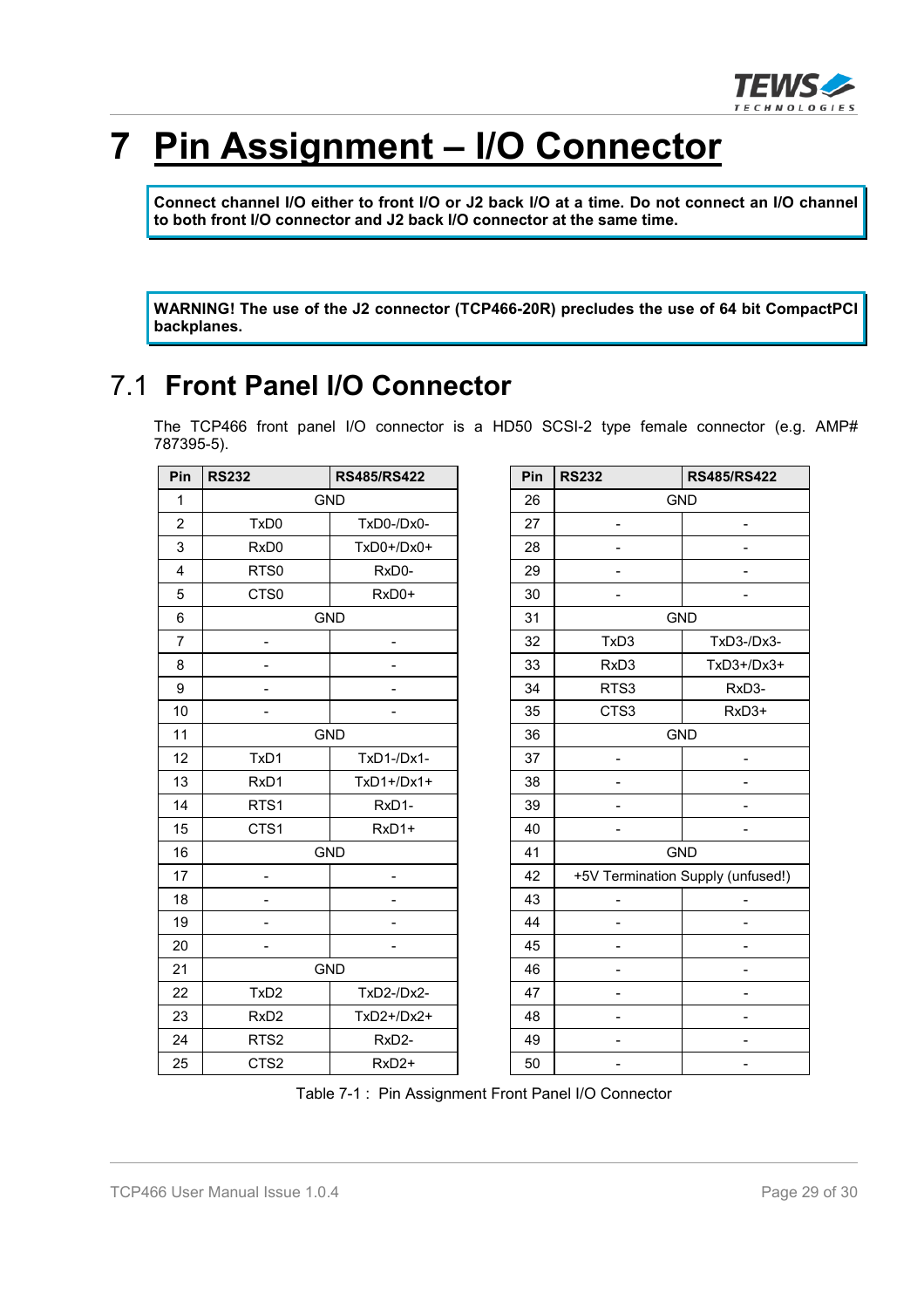# 7 Pin Assignment – I/O Connector

**Connect channel I/O either to front I/O or J2 back I/O at a time. Do not connect an I/O channel to both front I/O connector and J2 back I/O connector at the same time.**

**WARNING! The use of the J2 connector (TCP466-20R) precludes the use of 64 bit CompactPCI backplanes.**

## 7.1 Front Panel I/O Connector

The TCP466 front panel I/O connector is a HD50 SCSI-2 type female connector (e.g. AMP# 787395-5).

| Pin | RS232 | RS485/RS422 |
|---|---|---|
| 1 | GND | |
| 2 | TxD0 | TxD0-/Dx0- |
| 3 | RxD0 | TxD0+/Dx0+ |
| 4 | RTS0 | RxD0- |
| 5 | CTS0 | RxD0+ |
| 6 | GND | |
| 7 | - | - |
| 8 | - | - |
| 9 | - | - |
| 10 | - | - |
| 11 | GND | |
| 12 | TxD1 | TxD1-/Dx1- |
| 13 | RxD1 | TxD1+/Dx1+ |
| 14 | RTS1 | RxD1- |
| 15 | CTS1 | RxD1+ |
| 16 | GND | |
| 17 | - | - |
| 18 | - | - |
| 19 | - | - |
| 20 | - | - |
| 21 | GND | |
| 22 | TxD2 | TxD2-/Dx2- |
| 23 | RxD2 | TxD2+/Dx2+ |
| 24 | RTS2 | RxD2- |
| 25 | CTS2 | RxD2+ |

| Pin | RS232 | RS485/RS422 |
|---|---|---|
| 26 | GND | |
| 27 | - | - |
| 28 | - | - |
| 29 | - | - |
| 30 | - | - |
| 31 | GND | |
| 32 | TxD3 | TxD3-/Dx3- |
| 33 | RxD3 | TxD3+/Dx3+ |
| 34 | RTS3 | RxD3- |
| 35 | CTS3 | RxD3+ |
| 36 | GND | |
| 37 | - | - |
| 38 | - | - |
| 39 | - | - |
| 40 | - | - |
| 41 | GND | |
| 42 | +5V Termination Supply (unfused!) | |
| 43 | - | - |
| 44 | - | - |
| 45 | - | - |
| 46 | - | - |
| 47 | - | - |
| 48 | - | - |
| 49 | - | - |
| 50 | - | - |

Table 7-1 : Pin Assignment Front Panel I/O Connector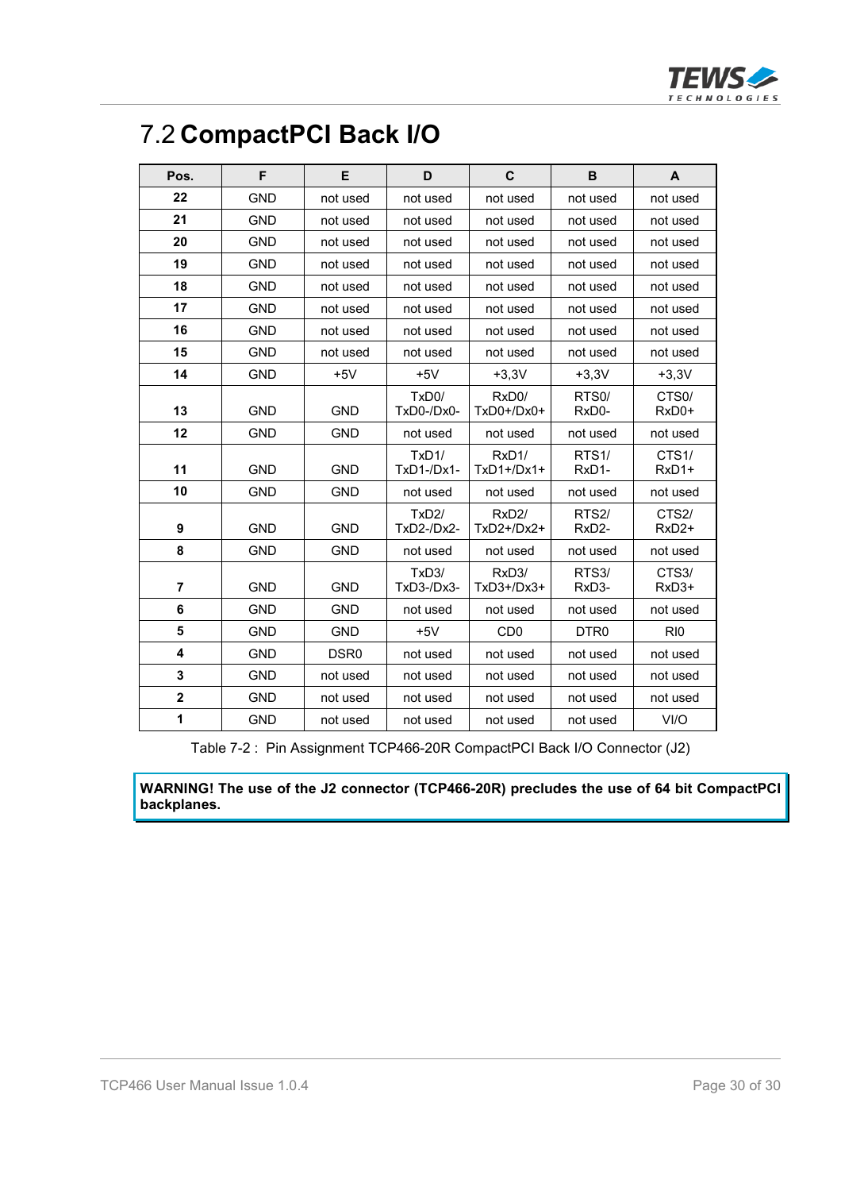## 7.2 CompactPCI Back I/O

| Pos. | F | E | D | C | B | A |
|---|---|---|---|---|---|---|
| **22** | GND | not used | not used | not used | not used | not used |
| **21** | GND | not used | not used | not used | not used | not used |
| **20** | GND | not used | not used | not used | not used | not used |
| **19** | GND | not used | not used | not used | not used | not used |
| **18** | GND | not used | not used | not used | not used | not used |
| **17** | GND | not used | not used | not used | not used | not used |
| **16** | GND | not used | not used | not used | not used | not used |
| **15** | GND | not used | not used | not used | not used | not used |
| **14** | GND | +5V | +5V | +3,3V | +3,3V | +3,3V |
| **13** | GND | GND | TxD0/ TxD0-/Dx0- | RxD0/ TxD0+/Dx0+ | RTS0/ RxD0- | CTS0/ RxD0+ |
| **12** | GND | GND | not used | not used | not used | not used |
| **11** | GND | GND | TxD1/ TxD1-/Dx1- | RxD1/ TxD1+/Dx1+ | RTS1/ RxD1- | CTS1/ RxD1+ |
| **10** | GND | GND | not used | not used | not used | not used |
| **9** | GND | GND | TxD2/ TxD2-/Dx2- | RxD2/ TxD2+/Dx2+ | RTS2/ RxD2- | CTS2/ RxD2+ |
| **8** | GND | GND | not used | not used | not used | not used |
| **7** | GND | GND | TxD3/ TxD3-/Dx3- | RxD3/ TxD3+/Dx3+ | RTS3/ RxD3- | CTS3/ RxD3+ |
| **6** | GND | GND | not used | not used | not used | not used |
| **5** | GND | GND | +5V | CD0 | DTR0 | RI0 |
| **4** | GND | DSR0 | not used | not used | not used | not used |
| **3** | GND | not used | not used | not used | not used | not used |
| **2** | GND | not used | not used | not used | not used | not used |
| **1** | GND | not used | not used | not used | not used | VI/O |

Table 7-2 : Pin Assignment TCP466-20R CompactPCI Back I/O Connector (J2)

**WARNING! The use of the J2 connector (TCP466-20R) precludes the use of 64 bit CompactPCI backplanes.**